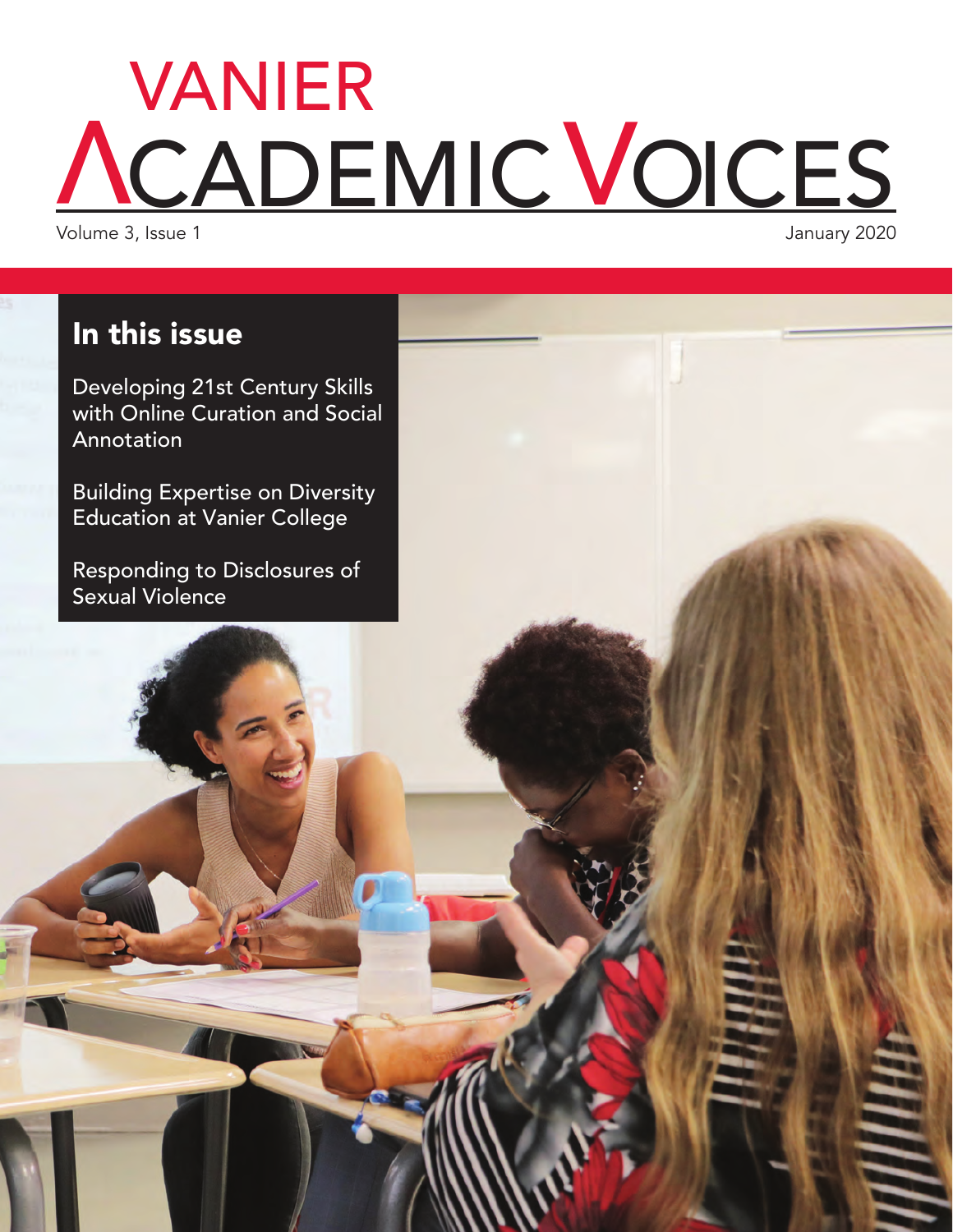# VANIER ACADEMIC VOICES

Volume 3, Issue 1

January 2020

## In this issue

Developing 21st Century Skills with Online Curation and Social Annotation

Building Expertise on Diversity Education at Vanier College

Responding to Disclosures of Sexual Violence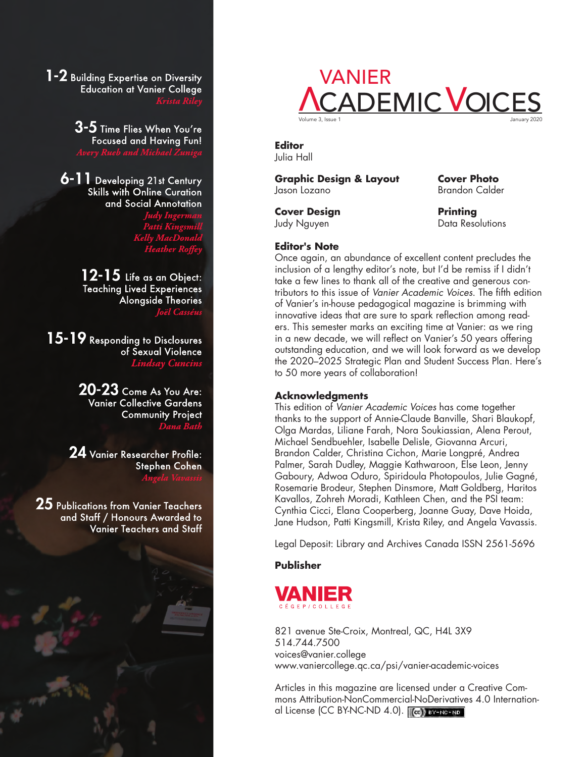**1-2** Building Expertise on Diversity Education at Vanier College
*Krista Riley*

**3-5** Time Flies When You're Focused and Having Fun!
*Avery Rueb and Michael Zuniga*

**6-11** Developing 21st Century Skills with Online Curation and Social Annotation
*Judy Ingerman*
*Patti Kingsmill*
*Kelly MacDonald*
*Heather Roffey*

**12-15** Life as an Object: Teaching Lived Experiences Alongside Theories
*Joël Casséus*

**15-19** Responding to Disclosures of Sexual Violence
*Lindsay Cuncins*

**20-23** Come As You Are: Vanier Collective Gardens Community Project
*Dana Bath*

**24** Vanier Researcher Profile: Stephen Cohen
*Angela Vavassis*

**25** Publications from Vanier Teachers and Staff / Honours Awarded to Vanier Teachers and Staff

# VANIER ACADEMIC VOICES

Volume 3, Issue 1 — January 2020

**Editor**
Julia Hall

**Graphic Design & Layout**
Jason Lozano

**Cover Photo**
Brandon Calder

**Cover Design**
Judy Nguyen

**Printing**
Data Resolutions

**Editor's Note**

Once again, an abundance of excellent content precludes the inclusion of a lengthy editor's note, but I'd be remiss if I didn't take a few lines to thank all of the creative and generous contributors to this issue of *Vanier Academic Voices*. The fifth edition of Vanier's in-house pedagogical magazine is brimming with innovative ideas that are sure to spark reflection among readers. This semester marks an exciting time at Vanier: as we ring in a new decade, we will reflect on Vanier's 50 years offering outstanding education, and we will look forward as we develop the 2020–2025 Strategic Plan and Student Success Plan. Here's to 50 more years of collaboration!

**Acknowledgments**

This edition of *Vanier Academic Voices* has come together thanks to the support of Annie-Claude Banville, Shari Blaukopf, Olga Mardas, Liliane Farah, Nora Soukiassian, Alena Perout, Michael Sendbuehler, Isabelle Delisle, Giovanna Arcuri, Brandon Calder, Christina Cichon, Marie Longpré, Andrea Palmer, Sarah Dudley, Maggie Kathwaroon, Else Leon, Jenny Gaboury, Adwoa Oduro, Spiridoula Photopoulos, Julie Gagné, Rosemarie Brodeur, Stephen Dinsmore, Matt Goldberg, Haritos Kavallos, Zohreh Moradi, Kathleen Chen, and the PSI team: Cynthia Cicci, Elana Cooperberg, Joanne Guay, Dave Hoida, Jane Hudson, Patti Kingsmill, Krista Riley, and Angela Vavassis.

Legal Deposit: Library and Archives Canada ISSN 2561-5696

**Publisher**

VANIER CÉGEP/COLLEGE

821 avenue Ste-Croix, Montreal, QC, H4L 3X9
514.744.7500
voices@vanier.college
www.vaniercollege.qc.ca/psi/vanier-academic-voices

Articles in this magazine are licensed under a Creative Commons Attribution-NonCommercial-NoDerivatives 4.0 International License (CC BY-NC-ND 4.0).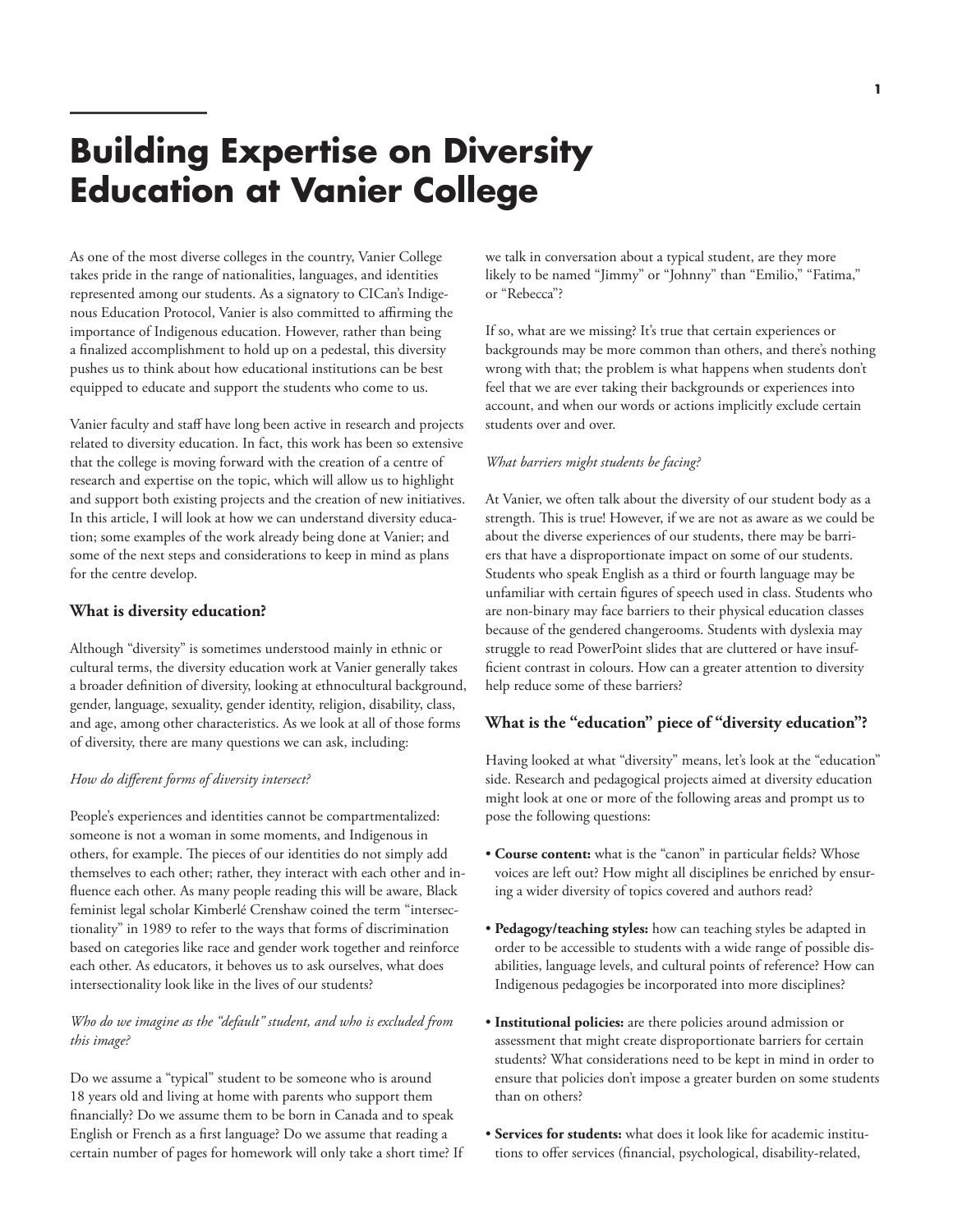# Building Expertise on Diversity Education at Vanier College

As one of the most diverse colleges in the country, Vanier College takes pride in the range of nationalities, languages, and identities represented among our students. As a signatory to CICan's Indigenous Education Protocol, Vanier is also committed to affirming the importance of Indigenous education. However, rather than being a finalized accomplishment to hold up on a pedestal, this diversity pushes us to think about how educational institutions can be best equipped to educate and support the students who come to us.

Vanier faculty and staff have long been active in research and projects related to diversity education. In fact, this work has been so extensive that the college is moving forward with the creation of a centre of research and expertise on the topic, which will allow us to highlight and support both existing projects and the creation of new initiatives. In this article, I will look at how we can understand diversity education; some examples of the work already being done at Vanier; and some of the next steps and considerations to keep in mind as plans for the centre develop.

### What is diversity education?

Although "diversity" is sometimes understood mainly in ethnic or cultural terms, the diversity education work at Vanier generally takes a broader definition of diversity, looking at ethnocultural background, gender, language, sexuality, gender identity, religion, disability, class, and age, among other characteristics. As we look at all of those forms of diversity, there are many questions we can ask, including:

*How do different forms of diversity intersect?*

People's experiences and identities cannot be compartmentalized: someone is not a woman in some moments, and Indigenous in others, for example. The pieces of our identities do not simply add themselves to each other; rather, they interact with each other and influence each other. As many people reading this will be aware, Black feminist legal scholar Kimberlé Crenshaw coined the term "intersectionality" in 1989 to refer to the ways that forms of discrimination based on categories like race and gender work together and reinforce each other. As educators, it behoves us to ask ourselves, what does intersectionality look like in the lives of our students?

*Who do we imagine as the "default" student, and who is excluded from this image?*

Do we assume a "typical" student to be someone who is around 18 years old and living at home with parents who support them financially? Do we assume them to be born in Canada and to speak English or French as a first language? Do we assume that reading a certain number of pages for homework will only take a short time? If we talk in conversation about a typical student, are they more likely to be named "Jimmy" or "Johnny" than "Emilio," "Fatima," or "Rebecca"?

If so, what are we missing? It's true that certain experiences or backgrounds may be more common than others, and there's nothing wrong with that; the problem is what happens when students don't feel that we are ever taking their backgrounds or experiences into account, and when our words or actions implicitly exclude certain students over and over.

*What barriers might students be facing?*

At Vanier, we often talk about the diversity of our student body as a strength. This is true! However, if we are not as aware as we could be about the diverse experiences of our students, there may be barriers that have a disproportionate impact on some of our students. Students who speak English as a third or fourth language may be unfamiliar with certain figures of speech used in class. Students who are non-binary may face barriers to their physical education classes because of the gendered changerooms. Students with dyslexia may struggle to read PowerPoint slides that are cluttered or have insufficient contrast in colours. How can a greater attention to diversity help reduce some of these barriers?

### What is the "education" piece of "diversity education"?

Having looked at what "diversity" means, let's look at the "education" side. Research and pedagogical projects aimed at diversity education might look at one or more of the following areas and prompt us to pose the following questions:

- **Course content:** what is the "canon" in particular fields? Whose voices are left out? How might all disciplines be enriched by ensuring a wider diversity of topics covered and authors read?
- **Pedagogy/teaching styles:** how can teaching styles be adapted in order to be accessible to students with a wide range of possible disabilities, language levels, and cultural points of reference? How can Indigenous pedagogies be incorporated into more disciplines?
- **Institutional policies:** are there policies around admission or assessment that might create disproportionate barriers for certain students? What considerations need to be kept in mind in order to ensure that policies don't impose a greater burden on some students than on others?
- **Services for students:** what does it look like for academic institutions to offer services (financial, psychological, disability-related,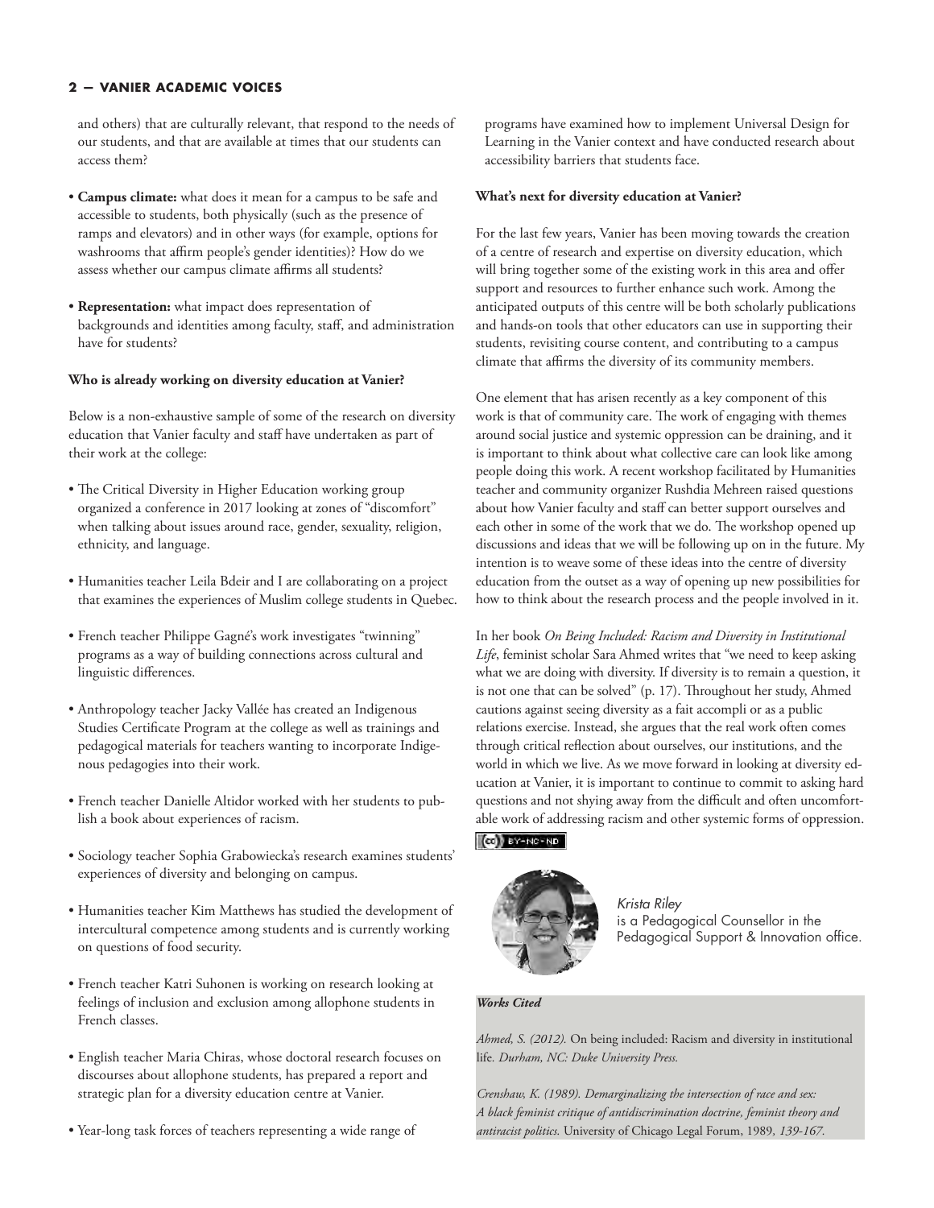and others) that are culturally relevant, that respond to the needs of our students, and that are available at times that our students can access them?

- **Campus climate:** what does it mean for a campus to be safe and accessible to students, both physically (such as the presence of ramps and elevators) and in other ways (for example, options for washrooms that affirm people's gender identities)? How do we assess whether our campus climate affirms all students?
- **Representation:** what impact does representation of backgrounds and identities among faculty, staff, and administration have for students?

**Who is already working on diversity education at Vanier?**

Below is a non-exhaustive sample of some of the research on diversity education that Vanier faculty and staff have undertaken as part of their work at the college:

- The Critical Diversity in Higher Education working group organized a conference in 2017 looking at zones of "discomfort" when talking about issues around race, gender, sexuality, religion, ethnicity, and language.
- Humanities teacher Leila Bdeir and I are collaborating on a project that examines the experiences of Muslim college students in Quebec.
- French teacher Philippe Gagné's work investigates "twinning" programs as a way of building connections across cultural and linguistic differences.
- Anthropology teacher Jacky Vallée has created an Indigenous Studies Certificate Program at the college as well as trainings and pedagogical materials for teachers wanting to incorporate Indigenous pedagogies into their work.
- French teacher Danielle Altidor worked with her students to publish a book about experiences of racism.
- Sociology teacher Sophia Grabowiecka's research examines students' experiences of diversity and belonging on campus.
- Humanities teacher Kim Matthews has studied the development of intercultural competence among students and is currently working on questions of food security.
- French teacher Katri Suhonen is working on research looking at feelings of inclusion and exclusion among allophone students in French classes.
- English teacher Maria Chiras, whose doctoral research focuses on discourses about allophone students, has prepared a report and strategic plan for a diversity education centre at Vanier.
- Year-long task forces of teachers representing a wide range of programs have examined how to implement Universal Design for Learning in the Vanier context and have conducted research about accessibility barriers that students face.

**What's next for diversity education at Vanier?**

For the last few years, Vanier has been moving towards the creation of a centre of research and expertise on diversity education, which will bring together some of the existing work in this area and offer support and resources to further enhance such work. Among the anticipated outputs of this centre will be both scholarly publications and hands-on tools that other educators can use in supporting their students, revisiting course content, and contributing to a campus climate that affirms the diversity of its community members.

One element that has arisen recently as a key component of this work is that of community care. The work of engaging with themes around social justice and systemic oppression can be draining, and it is important to think about what collective care can look like among people doing this work. A recent workshop facilitated by Humanities teacher and community organizer Rushdia Mehreen raised questions about how Vanier faculty and staff can better support ourselves and each other in some of the work that we do. The workshop opened up discussions and ideas that we will be following up on in the future. My intention is to weave some of these ideas into the centre of diversity education from the outset as a way of opening up new possibilities for how to think about the research process and the people involved in it.

In her book *On Being Included: Racism and Diversity in Institutional Life*, feminist scholar Sara Ahmed writes that "we need to keep asking what we are doing with diversity. If diversity is to remain a question, it is not one that can be solved" (p. 17). Throughout her study, Ahmed cautions against seeing diversity as a fait accompli or as a public relations exercise. Instead, she argues that the real work often comes through critical reflection about ourselves, our institutions, and the world in which we live. As we move forward in looking at diversity education at Vanier, it is important to continue to commit to asking hard questions and not shying away from the difficult and often uncomfortable work of addressing racism and other systemic forms of oppression.

(cc) BY-NC-ND

*Krista Riley* is a Pedagogical Counsellor in the Pedagogical Support & Innovation office.

***Works Cited***

*Ahmed, S. (2012).* On being included: Racism and diversity in institutional life. *Durham, NC: Duke University Press.*

*Crenshaw, K. (1989). Demarginalizing the intersection of race and sex: A black feminist critique of antidiscrimination doctrine, feminist theory and antiracist politics.* University of Chicago Legal Forum, 1989*, 139-167.*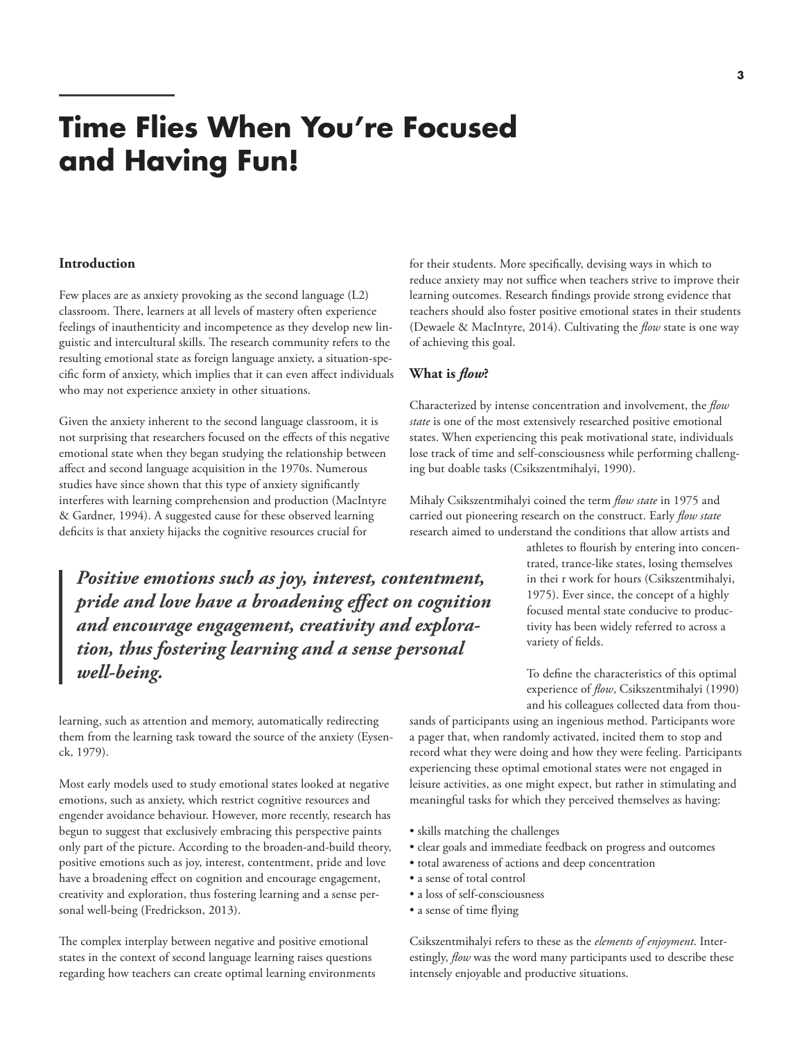# Time Flies When You're Focused and Having Fun!

## Introduction

Few places are as anxiety provoking as the second language (L2) classroom. There, learners at all levels of mastery often experience feelings of inauthenticity and incompetence as they develop new linguistic and intercultural skills. The research community refers to the resulting emotional state as foreign language anxiety, a situation-specific form of anxiety, which implies that it can even affect individuals who may not experience anxiety in other situations.

Given the anxiety inherent to the second language classroom, it is not surprising that researchers focused on the effects of this negative emotional state when they began studying the relationship between affect and second language acquisition in the 1970s. Numerous studies have since shown that this type of anxiety significantly interferes with learning comprehension and production (MacIntyre & Gardner, 1994). A suggested cause for these observed learning deficits is that anxiety hijacks the cognitive resources crucial for learning, such as attention and memory, automatically redirecting them from the learning task toward the source of the anxiety (Eysenck, 1979).

> ***Positive emotions such as joy, interest, contentment, pride and love have a broadening effect on cognition and encourage engagement, creativity and exploration, thus fostering learning and a sense personal well-being.***

Most early models used to study emotional states looked at negative emotions, such as anxiety, which restrict cognitive resources and engender avoidance behaviour. However, more recently, research has begun to suggest that exclusively embracing this perspective paints only part of the picture. According to the broaden-and-build theory, positive emotions such as joy, interest, contentment, pride and love have a broadening effect on cognition and encourage engagement, creativity and exploration, thus fostering learning and a sense personal well-being (Fredrickson, 2013).

The complex interplay between negative and positive emotional states in the context of second language learning raises questions regarding how teachers can create optimal learning environments for their students. More specifically, devising ways in which to reduce anxiety may not suffice when teachers strive to improve their learning outcomes. Research findings provide strong evidence that teachers should also foster positive emotional states in their students (Dewaele & MacIntyre, 2014). Cultivating the *flow* state is one way of achieving this goal.

## What is *flow*?

Characterized by intense concentration and involvement, the *flow state* is one of the most extensively researched positive emotional states. When experiencing this peak motivational state, individuals lose track of time and self-consciousness while performing challenging but doable tasks (Csikszentmihalyi, 1990).

Mihaly Csikszentmihalyi coined the term *flow state* in 1975 and carried out pioneering research on the construct. Early *flow state* research aimed to understand the conditions that allow artists and athletes to flourish by entering into concentrated, trance-like states, losing themselves in thei r work for hours (Csikszentmihalyi, 1975). Ever since, the concept of a highly focused mental state conducive to productivity has been widely referred to across a variety of fields.

To define the characteristics of this optimal experience of *flow*, Csikszentmihalyi (1990) and his colleagues collected data from thousands of participants using an ingenious method. Participants wore a pager that, when randomly activated, incited them to stop and record what they were doing and how they were feeling. Participants experiencing these optimal emotional states were not engaged in leisure activities, as one might expect, but rather in stimulating and meaningful tasks for which they perceived themselves as having:

- skills matching the challenges
- clear goals and immediate feedback on progress and outcomes
- total awareness of actions and deep concentration
- a sense of total control
- a loss of self-consciousness
- a sense of time flying

Csikszentmihalyi refers to these as the *elements of enjoyment*. Interestingly, *flow* was the word many participants used to describe these intensely enjoyable and productive situations.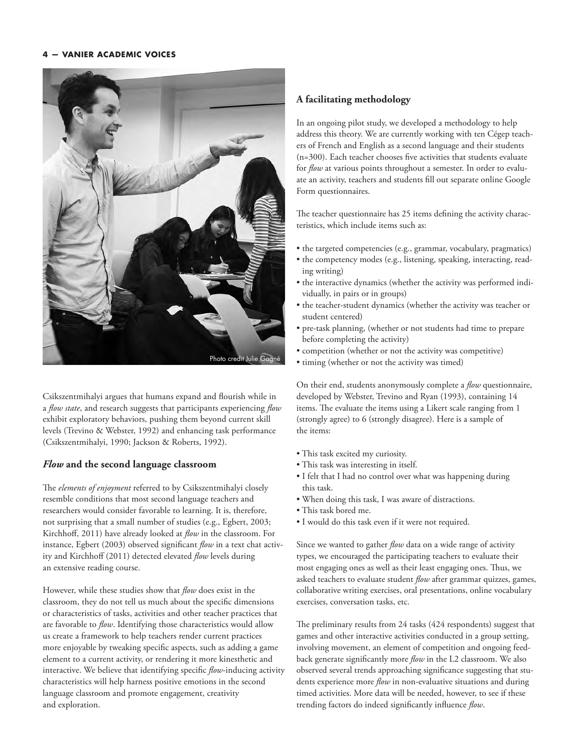Photo credit Julie Gagné

Csikszentmihalyi argues that humans expand and flourish while in a *flow state*, and research suggests that participants experiencing *flow* exhibit exploratory behaviors, pushing them beyond current skill levels (Trevino & Webster, 1992) and enhancing task performance (Csikszentmihalyi, 1990; Jackson & Roberts, 1992).

### *Flow* and the second language classroom

The *elements of enjoyment* referred to by Csikszentmihalyi closely resemble conditions that most second language teachers and researchers would consider favorable to learning. It is, therefore, not surprising that a small number of studies (e.g., Egbert, 2003; Kirchhoff, 2011) have already looked at *flow* in the classroom. For instance, Egbert (2003) observed significant *flow* in a text chat activity and Kirchhoff (2011) detected elevated *flow* levels during an extensive reading course.

However, while these studies show that *flow* does exist in the classroom, they do not tell us much about the specific dimensions or characteristics of tasks, activities and other teacher practices that are favorable to *flow*. Identifying those characteristics would allow us create a framework to help teachers render current practices more enjoyable by tweaking specific aspects, such as adding a game element to a current activity, or rendering it more kinesthetic and interactive. We believe that identifying specific *flow*-inducing activity characteristics will help harness positive emotions in the second language classroom and promote engagement, creativity and exploration.

### A facilitating methodology

In an ongoing pilot study, we developed a methodology to help address this theory. We are currently working with ten Cégep teachers of French and English as a second language and their students (n=300). Each teacher chooses five activities that students evaluate for *flow* at various points throughout a semester. In order to evaluate an activity, teachers and students fill out separate online Google Form questionnaires.

The teacher questionnaire has 25 items defining the activity characteristics, which include items such as:

- the targeted competencies (e.g., grammar, vocabulary, pragmatics)
- the competency modes (e.g., listening, speaking, interacting, reading writing)
- the interactive dynamics (whether the activity was performed individually, in pairs or in groups)
- the teacher-student dynamics (whether the activity was teacher or student centered)
- pre-task planning, (whether or not students had time to prepare before completing the activity)
- competition (whether or not the activity was competitive)
- timing (whether or not the activity was timed)

On their end, students anonymously complete a *flow* questionnaire, developed by Webster, Trevino and Ryan (1993), containing 14 items. The evaluate the items using a Likert scale ranging from 1 (strongly agree) to 6 (strongly disagree). Here is a sample of the items:

- This task excited my curiosity.
- This task was interesting in itself.
- I felt that I had no control over what was happening during this task.
- When doing this task, I was aware of distractions.
- This task bored me.
- I would do this task even if it were not required.

Since we wanted to gather *flow* data on a wide range of activity types, we encouraged the participating teachers to evaluate their most engaging ones as well as their least engaging ones. Thus, we asked teachers to evaluate student *flow* after grammar quizzes, games, collaborative writing exercises, oral presentations, online vocabulary exercises, conversation tasks, etc.

The preliminary results from 24 tasks (424 respondents) suggest that games and other interactive activities conducted in a group setting, involving movement, an element of competition and ongoing feedback generate significantly more *flow* in the L2 classroom. We also observed several trends approaching significance suggesting that students experience more *flow* in non-evaluative situations and during timed activities. More data will be needed, however, to see if these trending factors do indeed significantly influence *flow*.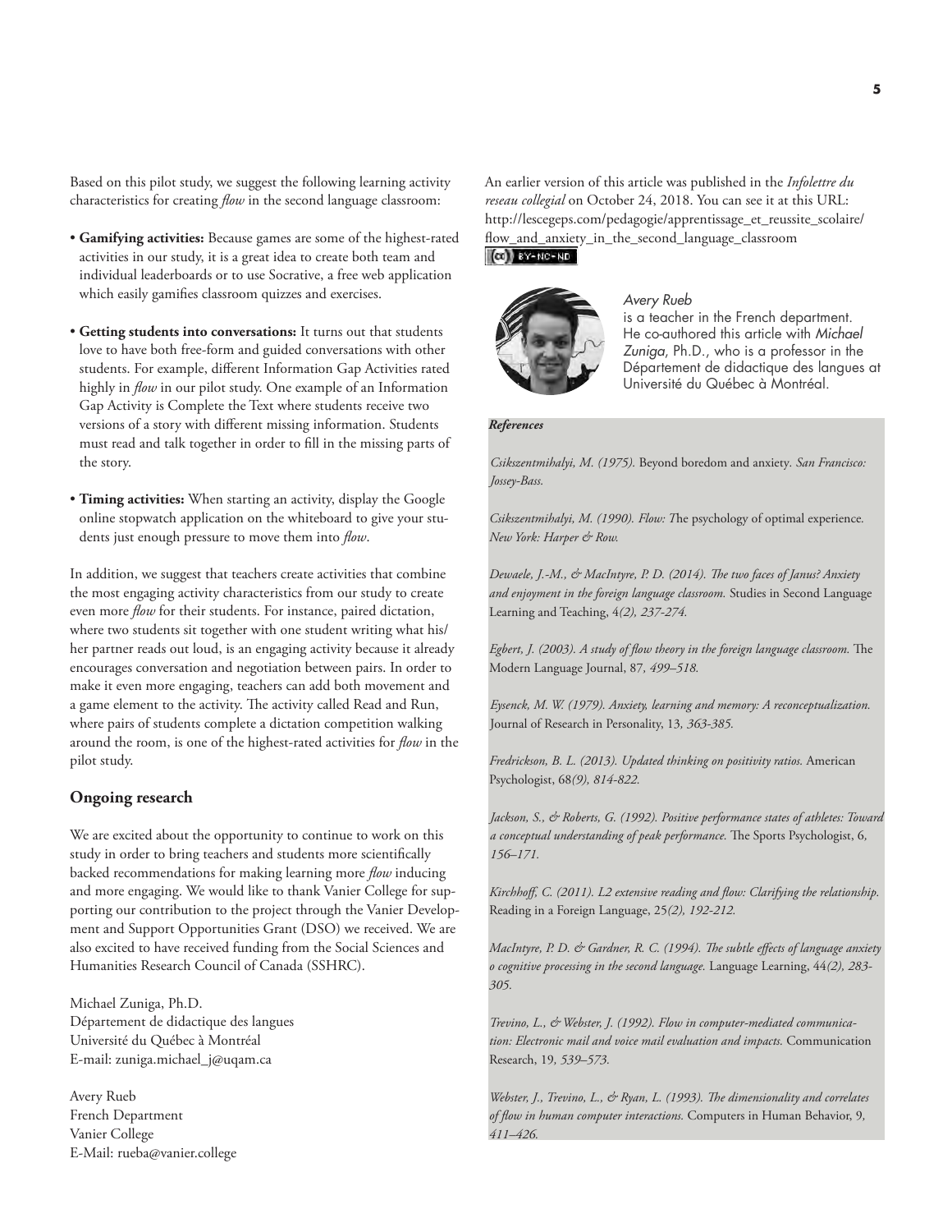Based on this pilot study, we suggest the following learning activity characteristics for creating *flow* in the second language classroom:

- **Gamifying activities:** Because games are some of the highest-rated activities in our study, it is a great idea to create both team and individual leaderboards or to use Socrative, a free web application which easily gamifies classroom quizzes and exercises.

- **Getting students into conversations:** It turns out that students love to have both free-form and guided conversations with other students. For example, different Information Gap Activities rated highly in *flow* in our pilot study. One example of an Information Gap Activity is Complete the Text where students receive two versions of a story with different missing information. Students must read and talk together in order to fill in the missing parts of the story.

- **Timing activities:** When starting an activity, display the Google online stopwatch application on the whiteboard to give your students just enough pressure to move them into *flow*.

In addition, we suggest that teachers create activities that combine the most engaging activity characteristics from our study to create even more *flow* for their students. For instance, paired dictation, where two students sit together with one student writing what his/her partner reads out loud, is an engaging activity because it already encourages conversation and negotiation between pairs. In order to make it even more engaging, teachers can add both movement and a game element to the activity. The activity called Read and Run, where pairs of students complete a dictation competition walking around the room, is one of the highest-rated activities for *flow* in the pilot study.

## Ongoing research

We are excited about the opportunity to continue to work on this study in order to bring teachers and students more scientifically backed recommendations for making learning more *flow* inducing and more engaging. We would like to thank Vanier College for supporting our contribution to the project through the Vanier Development and Support Opportunities Grant (DSO) we received. We are also excited to have received funding from the Social Sciences and Humanities Research Council of Canada (SSHRC).

Michael Zuniga, Ph.D.
Département de didactique des langues
Université du Québec à Montréal
E-mail: zuniga.michael_j@uqam.ca

Avery Rueb
French Department
Vanier College
E-Mail: rueba@vanier.college

An earlier version of this article was published in the *Infolettre du reseau collegial* on October 24, 2018. You can see it at this URL: http://lescegeps.com/pedagogie/apprentissage_et_reussite_scolaire/flow_and_anxiety_in_the_second_language_classroom

CC BY-NC-ND

*Avery Rueb* is a teacher in the French department. He co-authored this article with *Michael Zuniga*, Ph.D., who is a professor in the Département de didactique des langues at Université du Québec à Montréal.

***References***

*Csikszentmihalyi, M. (1975).* Beyond boredom and anxiety. *San Francisco: Jossey-Bass.*

*Csikszentmihalyi, M. (1990). Flow: T*he psychology of optimal experience*. New York: Harper & Row.*

*Dewaele, J.-M., & MacIntyre, P. D. (2014). The two faces of Janus? Anxiety and enjoyment in the foreign language classroom.* Studies in Second Language Learning and Teaching, 4*(2), 237-274.*

*Egbert, J. (2003). A study of flow theory in the foreign language classroom.* The Modern Language Journal, 87*, 499–518.*

*Eysenck, M. W. (1979). Anxiety, learning and memory: A reconceptualization.* Journal of Research in Personality, 13*, 363-385.*

*Fredrickson, B. L. (2013). Updated thinking on positivity ratios.* American Psychologist, 68*(9), 814-822.*

*Jackson, S., & Roberts, G. (1992). Positive performance states of athletes: Toward a conceptual understanding of peak performance.* The Sports Psychologist, 6*, 156–171.*

*Kirchhoff, C. (2011). L2 extensive reading and flow: Clarifying the relationship.* Reading in a Foreign Language, 25*(2), 192-212.*

*MacIntyre, P. D. & Gardner, R. C. (1994). The subtle effects of language anxiety o cognitive processing in the second language.* Language Learning, 44*(2), 283-305.*

*Trevino, L., & Webster, J. (1992). Flow in computer-mediated communication: Electronic mail and voice mail evaluation and impacts.* Communication Research, 19*, 539–573.*

*Webster, J., Trevino, L., & Ryan, L. (1993). The dimensionality and correlates of flow in human computer interactions.* Computers in Human Behavior, 9*, 411–426.*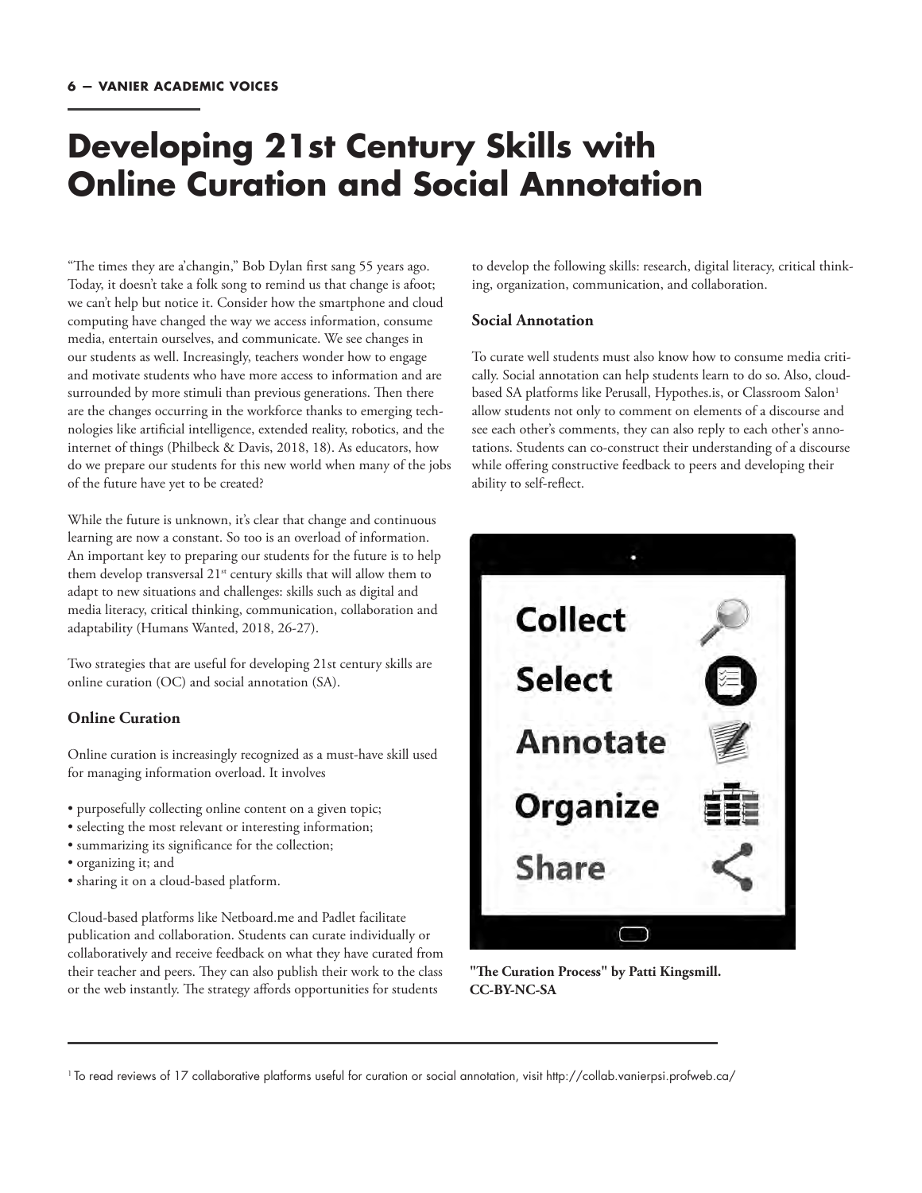# Developing 21st Century Skills with Online Curation and Social Annotation

"The times they are a'changin," Bob Dylan first sang 55 years ago. Today, it doesn't take a folk song to remind us that change is afoot; we can't help but notice it. Consider how the smartphone and cloud computing have changed the way we access information, consume media, entertain ourselves, and communicate. We see changes in our students as well. Increasingly, teachers wonder how to engage and motivate students who have more access to information and are surrounded by more stimuli than previous generations. Then there are the changes occurring in the workforce thanks to emerging technologies like artificial intelligence, extended reality, robotics, and the internet of things (Philbeck & Davis, 2018, 18). As educators, how do we prepare our students for this new world when many of the jobs of the future have yet to be created?

While the future is unknown, it's clear that change and continuous learning are now a constant. So too is an overload of information. An important key to preparing our students for the future is to help them develop transversal 21st century skills that will allow them to adapt to new situations and challenges: skills such as digital and media literacy, critical thinking, communication, collaboration and adaptability (Humans Wanted, 2018, 26-27).

Two strategies that are useful for developing 21st century skills are online curation (OC) and social annotation (SA).

### Online Curation

Online curation is increasingly recognized as a must-have skill used for managing information overload. It involves

- purposefully collecting online content on a given topic;
- selecting the most relevant or interesting information;
- summarizing its significance for the collection;
- organizing it; and
- sharing it on a cloud-based platform.

Cloud-based platforms like Netboard.me and Padlet facilitate publication and collaboration. Students can curate individually or collaboratively and receive feedback on what they have curated from their teacher and peers. They can also publish their work to the class or the web instantly. The strategy affords opportunities for students to develop the following skills: research, digital literacy, critical thinking, organization, communication, and collaboration.

### Social Annotation

To curate well students must also know how to consume media critically. Social annotation can help students learn to do so. Also, cloud-based SA platforms like Perusall, Hypothes.is, or Classroom Salon[1] allow students not only to comment on elements of a discourse and see each other's comments, they can also reply to each other's annotations. Students can co-construct their understanding of a discourse while offering constructive feedback to peers and developing their ability to self-reflect.

Collect

Select

Annotate

Organize

Share

**"The Curation Process" by Patti Kingsmill. CC-BY-NC-SA**

[1] To read reviews of 17 collaborative platforms useful for curation or social annotation, visit http://collab.vanierpsi.profweb.ca/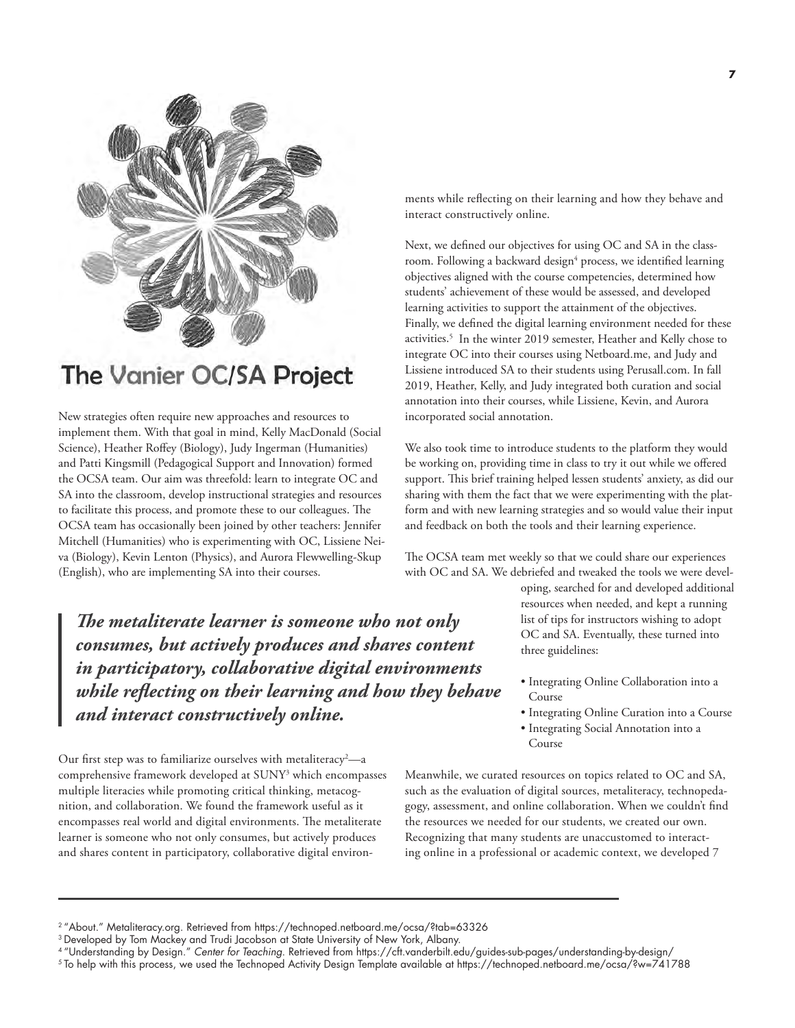# The Vanier OC/SA Project

New strategies often require new approaches and resources to implement them. With that goal in mind, Kelly MacDonald (Social Science), Heather Roffey (Biology), Judy Ingerman (Humanities) and Patti Kingsmill (Pedagogical Support and Innovation) formed the OCSA team. Our aim was threefold: learn to integrate OC and SA into the classroom, develop instructional strategies and resources to facilitate this process, and promote these to our colleagues. The OCSA team has occasionally been joined by other teachers: Jennifer Mitchell (Humanities) who is experimenting with OC, Lissiene Neiva (Biology), Kevin Lenton (Physics), and Aurora Flewwelling-Skup (English), who are implementing SA into their courses.

> ***The metaliterate learner is someone who not only consumes, but actively produces and shares content in participatory, collaborative digital environments while reflecting on their learning and how they behave and interact constructively online.***

Our first step was to familiarize ourselves with metaliteracy[2]—a comprehensive framework developed at SUNY[3] which encompasses multiple literacies while promoting critical thinking, metacognition, and collaboration. We found the framework useful as it encompasses real world and digital environments. The metaliterate learner is someone who not only consumes, but actively produces and shares content in participatory, collaborative digital environments while reflecting on their learning and how they behave and interact constructively online.

Next, we defined our objectives for using OC and SA in the classroom. Following a backward design[4] process, we identified learning objectives aligned with the course competencies, determined how students' achievement of these would be assessed, and developed learning activities to support the attainment of the objectives. Finally, we defined the digital learning environment needed for these activities.[5] In the winter 2019 semester, Heather and Kelly chose to integrate OC into their courses using Netboard.me, and Judy and Lissiene introduced SA to their students using Perusall.com. In fall 2019, Heather, Kelly, and Judy integrated both curation and social annotation into their courses, while Lissiene, Kevin, and Aurora incorporated social annotation.

We also took time to introduce students to the platform they would be working on, providing time in class to try it out while we offered support. This brief training helped lessen students' anxiety, as did our sharing with them the fact that we were experimenting with the platform and with new learning strategies and so would value their input and feedback on both the tools and their learning experience.

The OCSA team met weekly so that we could share our experiences with OC and SA. We debriefed and tweaked the tools we were developing, searched for and developed additional resources when needed, and kept a running list of tips for instructors wishing to adopt OC and SA. Eventually, these turned into three guidelines:

- Integrating Online Collaboration into a Course
- Integrating Online Curation into a Course
- Integrating Social Annotation into a Course

Meanwhile, we curated resources on topics related to OC and SA, such as the evaluation of digital sources, metaliteracy, technopedagogy, assessment, and online collaboration. When we couldn't find the resources we needed for our students, we created our own. Recognizing that many students are unaccustomed to interacting online in a professional or academic context, we developed 7

---

[2] "About." Metaliteracy.org. Retrieved from https://technoped.netboard.me/ocsa/?tab=63326

[3] Developed by Tom Mackey and Trudi Jacobson at State University of New York, Albany.

[4] "Understanding by Design." *Center for Teaching*. Retrieved from https://cft.vanderbilt.edu/guides-sub-pages/understanding-by-design/

[5] To help with this process, we used the Technoped Activity Design Template available at https://technoped.netboard.me/ocsa/?w=741788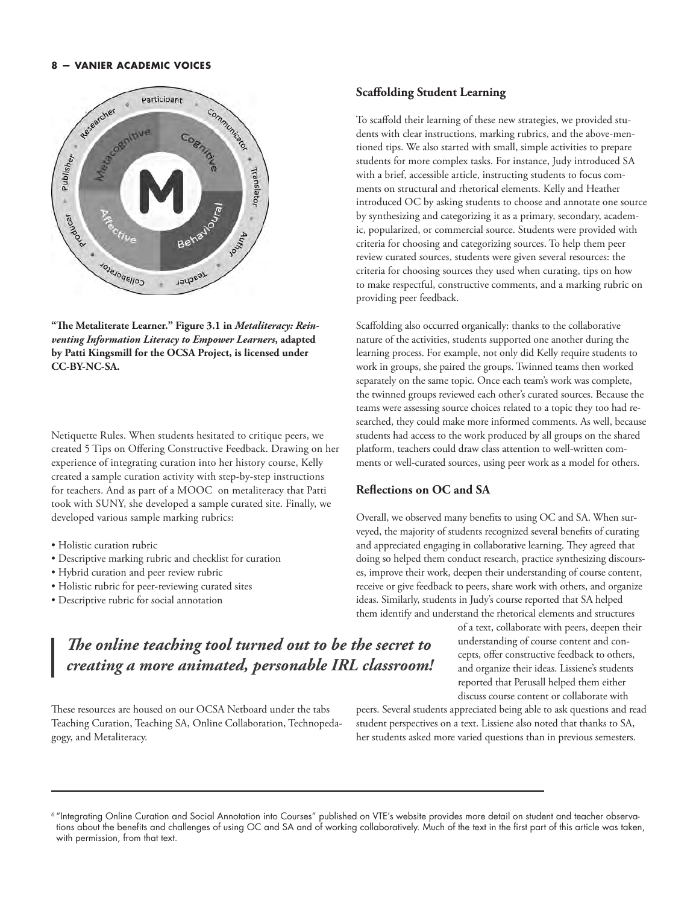**"The Metaliterate Learner." Figure 3.1 in *Metaliteracy: Reinventing Information Literacy to Empower Learners*, adapted by Patti Kingsmill for the OCSA Project, is licensed under CC-BY-NC-SA.**

Netiquette Rules. When students hesitated to critique peers, we created 5 Tips on Offering Constructive Feedback. Drawing on her experience of integrating curation into her history course, Kelly created a sample curation activity with step-by-step instructions for teachers. And as part of a MOOC on metaliteracy that Patti took with SUNY, she developed a sample curated site. Finally, we developed various sample marking rubrics:

- Holistic curation rubric
- Descriptive marking rubric and checklist for curation
- Hybrid curation and peer review rubric
- Holistic rubric for peer-reviewing curated sites
- Descriptive rubric for social annotation

> ***The online teaching tool turned out to be the secret to creating a more animated, personable IRL classroom!***

These resources are housed on our OCSA Netboard under the tabs Teaching Curation, Teaching SA, Online Collaboration, Technopedagogy, and Metaliteracy.

### Scaffolding Student Learning

To scaffold their learning of these new strategies, we provided students with clear instructions, marking rubrics, and the above-mentioned tips. We also started with small, simple activities to prepare students for more complex tasks. For instance, Judy introduced SA with a brief, accessible article, instructing students to focus comments on structural and rhetorical elements. Kelly and Heather introduced OC by asking students to choose and annotate one source by synthesizing and categorizing it as a primary, secondary, academic, popularized, or commercial source. Students were provided with criteria for choosing and categorizing sources. To help them peer review curated sources, students were given several resources: the criteria for choosing sources they used when curating, tips on how to make respectful, constructive comments, and a marking rubric on providing peer feedback.

Scaffolding also occurred organically: thanks to the collaborative nature of the activities, students supported one another during the learning process. For example, not only did Kelly require students to work in groups, she paired the groups. Twinned teams then worked separately on the same topic. Once each team's work was complete, the twinned groups reviewed each other's curated sources. Because the teams were assessing source choices related to a topic they too had researched, they could make more informed comments. As well, because students had access to the work produced by all groups on the shared platform, teachers could draw class attention to well-written comments or well-curated sources, using peer work as a model for others.

### Reflections on OC and SA

Overall, we observed many benefits to using OC and SA. When surveyed, the majority of students recognized several benefits of curating and appreciated engaging in collaborative learning. They agreed that doing so helped them conduct research, practice synthesizing discourses, improve their work, deepen their understanding of course content, receive or give feedback to peers, share work with others, and organize ideas. Similarly, students in Judy's course reported that SA helped them identify and understand the rhetorical elements and structures of a text, collaborate with peers, deepen their understanding of course content and concepts, offer constructive feedback to others, and organize their ideas. Lissiene's students reported that Perusall helped them either discuss course content or collaborate with peers. Several students appreciated being able to ask questions and read student perspectives on a text. Lissiene also noted that thanks to SA, her students asked more varied questions than in previous semesters.

---

[6] "Integrating Online Curation and Social Annotation into Courses" published on VTE's website provides more detail on student and teacher observations about the benefits and challenges of using OC and SA and of working collaboratively. Much of the text in the first part of this article was taken, with permission, from that text.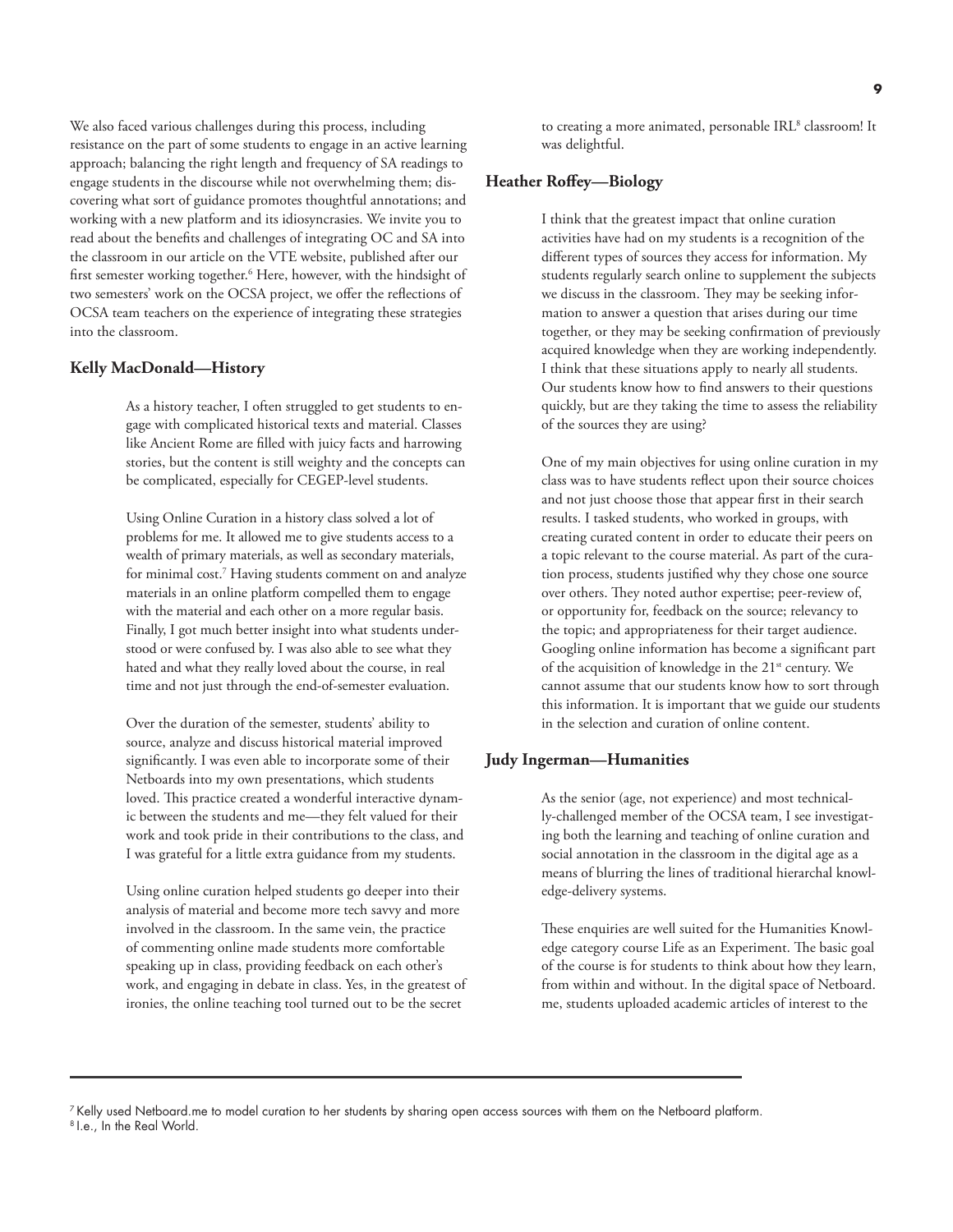We also faced various challenges during this process, including resistance on the part of some students to engage in an active learning approach; balancing the right length and frequency of SA readings to engage students in the discourse while not overwhelming them; discovering what sort of guidance promotes thoughtful annotations; and working with a new platform and its idiosyncrasies. We invite you to read about the benefits and challenges of integrating OC and SA into the classroom in our article on the VTE website, published after our first semester working together.[6] Here, however, with the hindsight of two semesters' work on the OCSA project, we offer the reflections of OCSA team teachers on the experience of integrating these strategies into the classroom.

### Kelly MacDonald—History

> As a history teacher, I often struggled to get students to engage with complicated historical texts and material. Classes like Ancient Rome are filled with juicy facts and harrowing stories, but the content is still weighty and the concepts can be complicated, especially for CEGEP-level students.
>
> Using Online Curation in a history class solved a lot of problems for me. It allowed me to give students access to a wealth of primary materials, as well as secondary materials, for minimal cost.[7] Having students comment on and analyze materials in an online platform compelled them to engage with the material and each other on a more regular basis. Finally, I got much better insight into what students understood or were confused by. I was also able to see what they hated and what they really loved about the course, in real time and not just through the end-of-semester evaluation.
>
> Over the duration of the semester, students' ability to source, analyze and discuss historical material improved significantly. I was even able to incorporate some of their Netboards into my own presentations, which students loved. This practice created a wonderful interactive dynamic between the students and me—they felt valued for their work and took pride in their contributions to the class, and I was grateful for a little extra guidance from my students.
>
> Using online curation helped students go deeper into their analysis of material and become more tech savvy and more involved in the classroom. In the same vein, the practice of commenting online made students more comfortable speaking up in class, providing feedback on each other's work, and engaging in debate in class. Yes, in the greatest of ironies, the online teaching tool turned out to be the secret to creating a more animated, personable IRL[8] classroom! It was delightful.

### Heather Roffey—Biology

> I think that the greatest impact that online curation activities have had on my students is a recognition of the different types of sources they access for information. My students regularly search online to supplement the subjects we discuss in the classroom. They may be seeking information to answer a question that arises during our time together, or they may be seeking confirmation of previously acquired knowledge when they are working independently. I think that these situations apply to nearly all students. Our students know how to find answers to their questions quickly, but are they taking the time to assess the reliability of the sources they are using?
>
> One of my main objectives for using online curation in my class was to have students reflect upon their source choices and not just choose those that appear first in their search results. I tasked students, who worked in groups, with creating curated content in order to educate their peers on a topic relevant to the course material. As part of the curation process, students justified why they chose one source over others. They noted author expertise; peer-review of, or opportunity for, feedback on the source; relevancy to the topic; and appropriateness for their target audience. Googling online information has become a significant part of the acquisition of knowledge in the 21st century. We cannot assume that our students know how to sort through this information. It is important that we guide our students in the selection and curation of online content.

### Judy Ingerman—Humanities

> As the senior (age, not experience) and most technically-challenged member of the OCSA team, I see investigating both the learning and teaching of online curation and social annotation in the classroom in the digital age as a means of blurring the lines of traditional hierarchal knowledge-delivery systems.
>
> These enquiries are well suited for the Humanities Knowledge category course Life as an Experiment. The basic goal of the course is for students to think about how they learn, from within and without. In the digital space of Netboard.me, students uploaded academic articles of interest to the

---

[7] Kelly used Netboard.me to model curation to her students by sharing open access sources with them on the Netboard platform.

[8] I.e., In the Real World.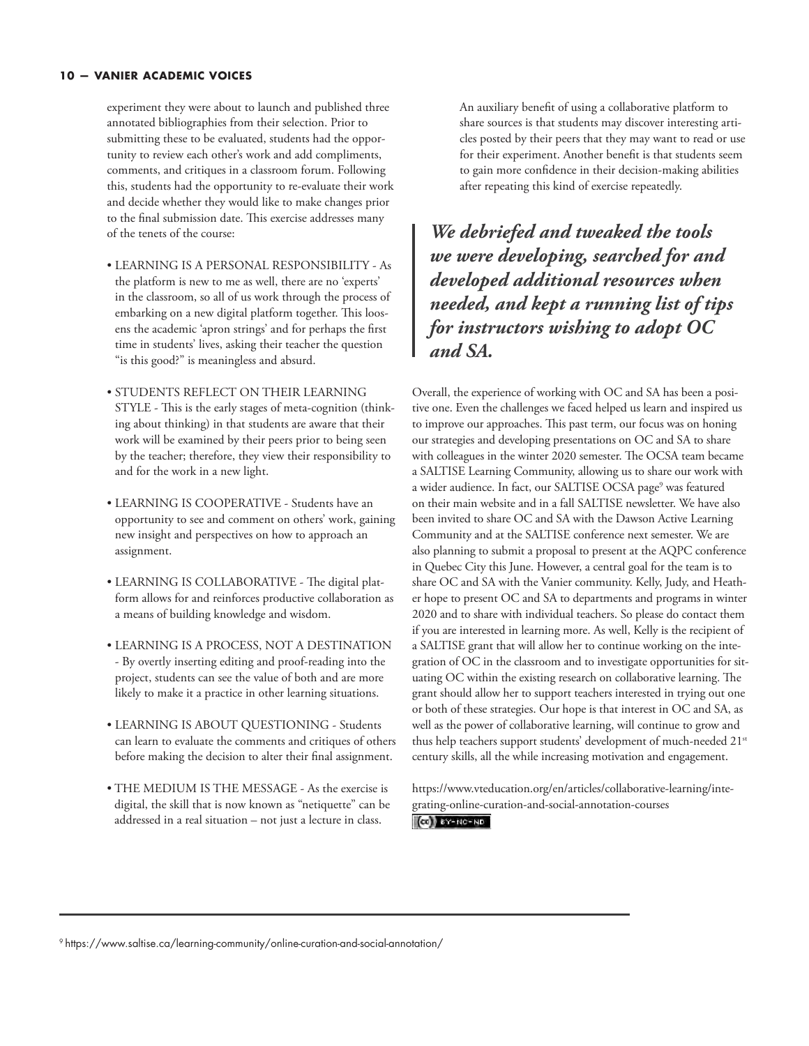experiment they were about to launch and published three annotated bibliographies from their selection. Prior to submitting these to be evaluated, students had the opportunity to review each other's work and add compliments, comments, and critiques in a classroom forum. Following this, students had the opportunity to re-evaluate their work and decide whether they would like to make changes prior to the final submission date. This exercise addresses many of the tenets of the course:

- LEARNING IS A PERSONAL RESPONSIBILITY - As the platform is new to me as well, there are no 'experts' in the classroom, so all of us work through the process of embarking on a new digital platform together. This loosens the academic 'apron strings' and for perhaps the first time in students' lives, asking their teacher the question "is this good?" is meaningless and absurd.
- STUDENTS REFLECT ON THEIR LEARNING STYLE - This is the early stages of meta-cognition (thinking about thinking) in that students are aware that their work will be examined by their peers prior to being seen by the teacher; therefore, they view their responsibility to and for the work in a new light.
- LEARNING IS COOPERATIVE - Students have an opportunity to see and comment on others' work, gaining new insight and perspectives on how to approach an assignment.
- LEARNING IS COLLABORATIVE - The digital platform allows for and reinforces productive collaboration as a means of building knowledge and wisdom.
- LEARNING IS A PROCESS, NOT A DESTINATION - By overtly inserting editing and proof-reading into the project, students can see the value of both and are more likely to make it a practice in other learning situations.
- LEARNING IS ABOUT QUESTIONING - Students can learn to evaluate the comments and critiques of others before making the decision to alter their final assignment.
- THE MEDIUM IS THE MESSAGE - As the exercise is digital, the skill that is now known as "netiquette" can be addressed in a real situation – not just a lecture in class.

An auxiliary benefit of using a collaborative platform to share sources is that students may discover interesting articles posted by their peers that they may want to read or use for their experiment. Another benefit is that students seem to gain more confidence in their decision-making abilities after repeating this kind of exercise repeatedly.

> ***We debriefed and tweaked the tools we were developing, searched for and developed additional resources when needed, and kept a running list of tips for instructors wishing to adopt OC and SA.***

Overall, the experience of working with OC and SA has been a positive one. Even the challenges we faced helped us learn and inspired us to improve our approaches. This past term, our focus was on honing our strategies and developing presentations on OC and SA to share with colleagues in the winter 2020 semester. The OCSA team became a SALTISE Learning Community, allowing us to share our work with a wider audience. In fact, our SALTISE OCSA page[9] was featured on their main website and in a fall SALTISE newsletter. We have also been invited to share OC and SA with the Dawson Active Learning Community and at the SALTISE conference next semester. We are also planning to submit a proposal to present at the AQPC conference in Quebec City this June. However, a central goal for the team is to share OC and SA with the Vanier community. Kelly, Judy, and Heather hope to present OC and SA to departments and programs in winter 2020 and to share with individual teachers. So please do contact them if you are interested in learning more. As well, Kelly is the recipient of a SALTISE grant that will allow her to continue working on the integration of OC in the classroom and to investigate opportunities for situating OC within the existing research on collaborative learning. The grant should allow her to support teachers interested in trying out one or both of these strategies. Our hope is that interest in OC and SA, as well as the power of collaborative learning, will continue to grow and thus help teachers support students' development of much-needed 21st century skills, all the while increasing motivation and engagement.

https://www.vteducation.org/en/articles/collaborative-learning/integrating-online-curation-and-social-annotation-courses

(cc) BY-NC-ND

---

[9] https://www.saltise.ca/learning-community/online-curation-and-social-annotation/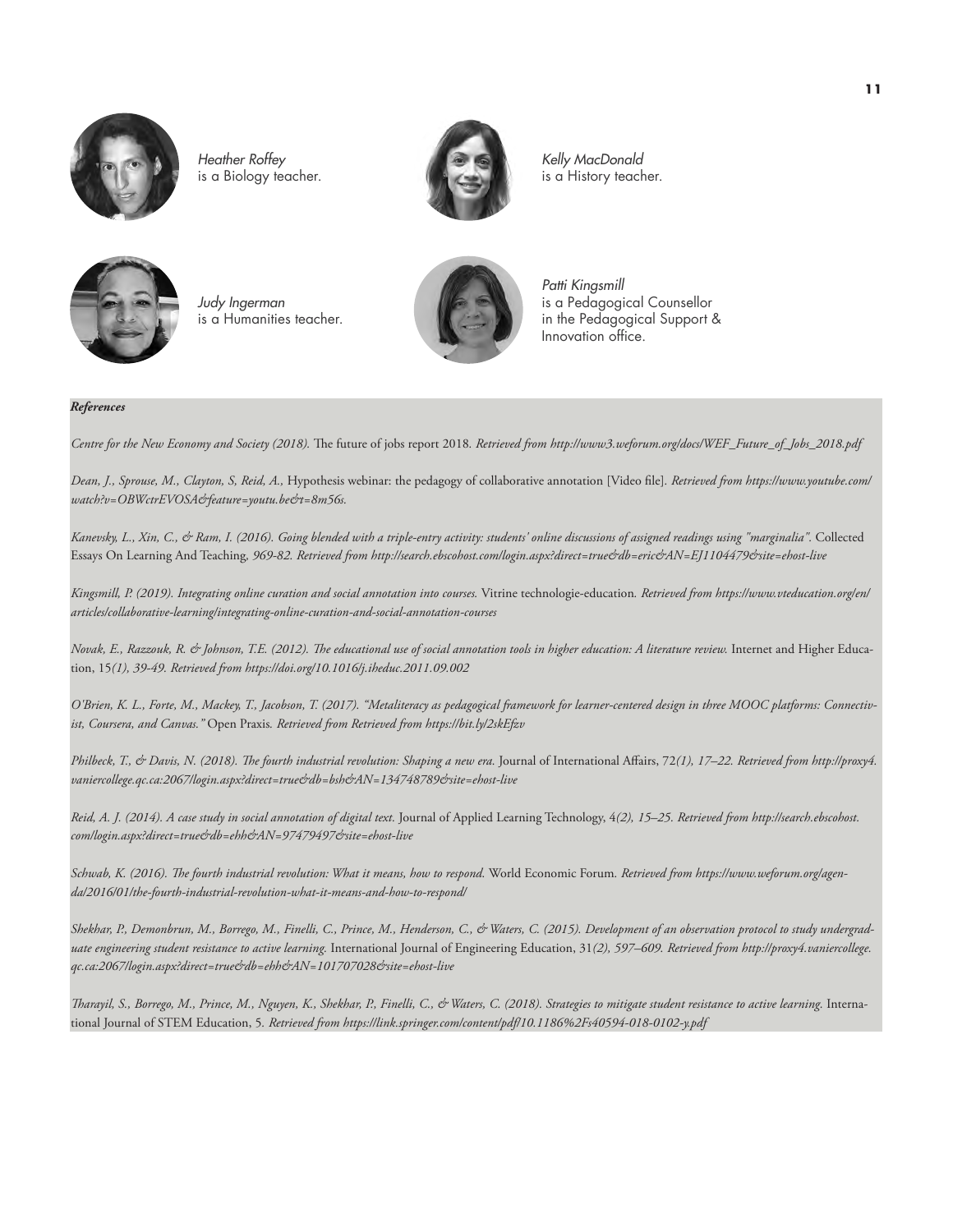*Heather Roffey*
is a Biology teacher.

*Kelly MacDonald*
is a History teacher.

*Judy Ingerman*
is a Humanities teacher.

*Patti Kingsmill*
is a Pedagogical Counsellor in the Pedagogical Support & Innovation office.

***References***

*Centre for the New Economy and Society (2018).* The future of jobs report 2018*. Retrieved from http://www3.weforum.org/docs/WEF_Future_of_Jobs_2018.pdf*

*Dean, J., Sprouse, M., Clayton, S, Reid, A.,* Hypothesis webinar: the pedagogy of collaborative annotation [Video file]*. Retrieved from https://www.youtube.com/watch?v=OBWctrEVOSA&feature=youtu.be&t=8m56s.*

*Kanevsky, L., Xin, C., & Ram, I. (2016). Going blended with a triple-entry activity: students' online discussions of assigned readings using "marginalia".* Collected Essays On Learning And Teaching*, 969-82. Retrieved from http://search.ebscohost.com/login.aspx?direct=true&db=eric&AN=EJ1104479&site=ehost-live*

*Kingsmill, P. (2019). Integrating online curation and social annotation into courses.* Vitrine technologie-education*. Retrieved from https://www.vteducation.org/en/articles/collaborative-learning/integrating-online-curation-and-social-annotation-courses*

*Novak, E., Razzouk, R. & Johnson, T.E. (2012). The educational use of social annotation tools in higher education: A literature review.* Internet and Higher Education, 15*(1), 39-49. Retrieved from https://doi.org/10.1016/j.iheduc.2011.09.002*

*O'Brien, K. L., Forte, M., Mackey, T., Jacobson, T. (2017). "Metaliteracy as pedagogical framework for learner-centered design in three MOOC platforms: Connectivist, Coursera, and Canvas."* Open Praxis*. Retrieved from Retrieved from https://bit.ly/2skEfzv*

*Philbeck, T., & Davis, N. (2018). The fourth industrial revolution: Shaping a new era.* Journal of International Affairs, 72*(1), 17–22. Retrieved from http://proxy4.vaniercollege.qc.ca:2067/login.aspx?direct=true&db=bsh&AN=134748789&site=ehost-live*

*Reid, A. J. (2014). A case study in social annotation of digital text.* Journal of Applied Learning Technology, 4*(2), 15–25. Retrieved from http://search.ebscohost.com/login.aspx?direct=true&db=ehh&AN=97479497&site=ehost-live*

*Schwab, K. (2016). The fourth industrial revolution: What it means, how to respond.* World Economic Forum*. Retrieved from https://www.weforum.org/agenda/2016/01/the-fourth-industrial-revolution-what-it-means-and-how-to-respond/*

*Shekhar, P., Demonbrun, M., Borrego, M., Finelli, C., Prince, M., Henderson, C., & Waters, C. (2015). Development of an observation protocol to study undergraduate engineering student resistance to active learning.* International Journal of Engineering Education, 31*(2), 597–609. Retrieved from http://proxy4.vaniercollege.qc.ca:2067/login.aspx?direct=true&db=ehh&AN=101707028&site=ehost-live*

*Tharayil, S., Borrego, M., Prince, M., Nguyen, K., Shekhar, P., Finelli, C., & Waters, C. (2018). Strategies to mitigate student resistance to active learning.* International Journal of STEM Education, 5*. Retrieved from https://link.springer.com/content/pdf/10.1186%2Fs40594-018-0102-y.pdf*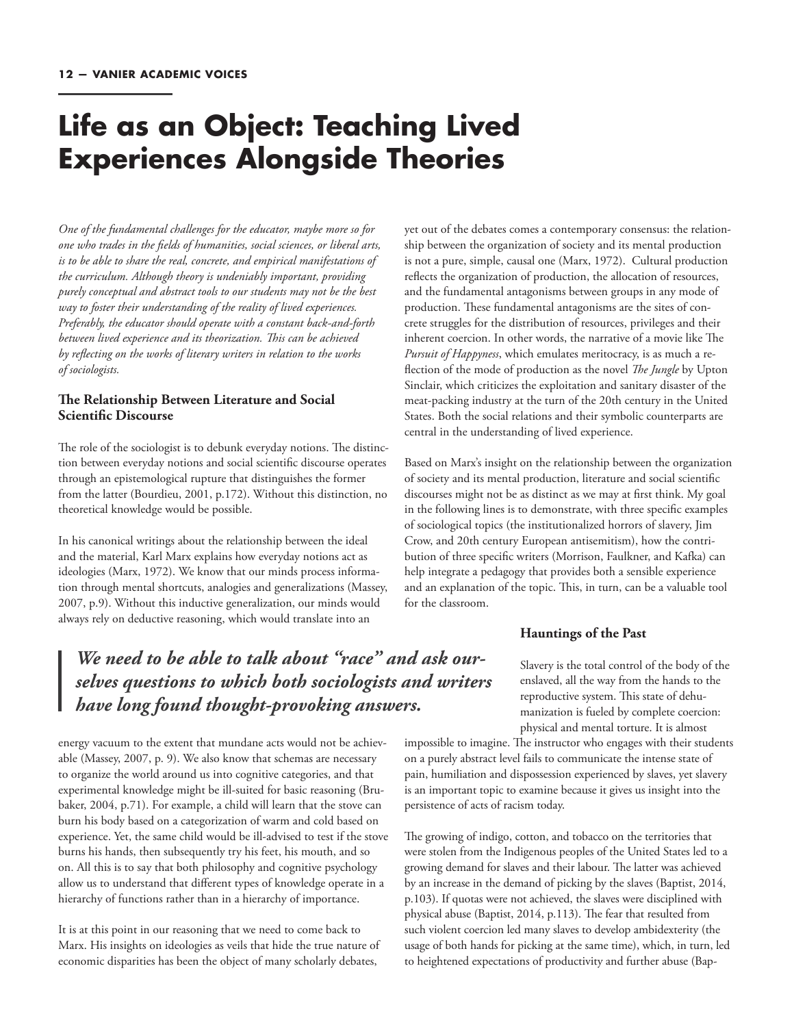# Life as an Object: Teaching Lived Experiences Alongside Theories

*One of the fundamental challenges for the educator, maybe more so for one who trades in the fields of humanities, social sciences, or liberal arts, is to be able to share the real, concrete, and empirical manifestations of the curriculum. Although theory is undeniably important, providing purely conceptual and abstract tools to our students may not be the best way to foster their understanding of the reality of lived experiences. Preferably, the educator should operate with a constant back-and-forth between lived experience and its theorization. This can be achieved by reflecting on the works of literary writers in relation to the works of sociologists.*

### The Relationship Between Literature and Social Scientific Discourse

The role of the sociologist is to debunk everyday notions. The distinction between everyday notions and social scientific discourse operates through an epistemological rupture that distinguishes the former from the latter (Bourdieu, 2001, p.172). Without this distinction, no theoretical knowledge would be possible.

In his canonical writings about the relationship between the ideal and the material, Karl Marx explains how everyday notions act as ideologies (Marx, 1972). We know that our minds process information through mental shortcuts, analogies and generalizations (Massey, 2007, p.9). Without this inductive generalization, our minds would always rely on deductive reasoning, which would translate into an energy vacuum to the extent that mundane acts would not be achievable (Massey, 2007, p. 9). We also know that schemas are necessary to organize the world around us into cognitive categories, and that experimental knowledge might be ill-suited for basic reasoning (Brubaker, 2004, p.71). For example, a child will learn that the stove can burn his body based on a categorization of warm and cold based on experience. Yet, the same child would be ill-advised to test if the stove burns his hands, then subsequently try his feet, his mouth, and so on. All this is to say that both philosophy and cognitive psychology allow us to understand that different types of knowledge operate in a hierarchy of functions rather than in a hierarchy of importance.

> ***We need to be able to talk about "race" and ask ourselves questions to which both sociologists and writers have long found thought-provoking answers.***

It is at this point in our reasoning that we need to come back to Marx. His insights on ideologies as veils that hide the true nature of economic disparities has been the object of many scholarly debates, yet out of the debates comes a contemporary consensus: the relationship between the organization of society and its mental production is not a pure, simple, causal one (Marx, 1972). Cultural production reflects the organization of production, the allocation of resources, and the fundamental antagonisms between groups in any mode of production. These fundamental antagonisms are the sites of concrete struggles for the distribution of resources, privileges and their inherent coercion. In other words, the narrative of a movie like The *Pursuit of Happyness*, which emulates meritocracy, is as much a reflection of the mode of production as the novel *The Jungle* by Upton Sinclair, which criticizes the exploitation and sanitary disaster of the meat-packing industry at the turn of the 20th century in the United States. Both the social relations and their symbolic counterparts are central in the understanding of lived experience.

Based on Marx's insight on the relationship between the organization of society and its mental production, literature and social scientific discourses might not be as distinct as we may at first think. My goal in the following lines is to demonstrate, with three specific examples of sociological topics (the institutionalized horrors of slavery, Jim Crow, and 20th century European antisemitism), how the contribution of three specific writers (Morrison, Faulkner, and Kafka) can help integrate a pedagogy that provides both a sensible experience and an explanation of the topic. This, in turn, can be a valuable tool for the classroom.

### Hauntings of the Past

Slavery is the total control of the body of the enslaved, all the way from the hands to the reproductive system. This state of dehumanization is fueled by complete coercion: physical and mental torture. It is almost impossible to imagine. The instructor who engages with their students on a purely abstract level fails to communicate the intense state of pain, humiliation and dispossession experienced by slaves, yet slavery is an important topic to examine because it gives us insight into the persistence of acts of racism today.

The growing of indigo, cotton, and tobacco on the territories that were stolen from the Indigenous peoples of the United States led to a growing demand for slaves and their labour. The latter was achieved by an increase in the demand of picking by the slaves (Baptist, 2014, p.103). If quotas were not achieved, the slaves were disciplined with physical abuse (Baptist, 2014, p.113). The fear that resulted from such violent coercion led many slaves to develop ambidexterity (the usage of both hands for picking at the same time), which, in turn, led to heightened expectations of productivity and further abuse (Bap-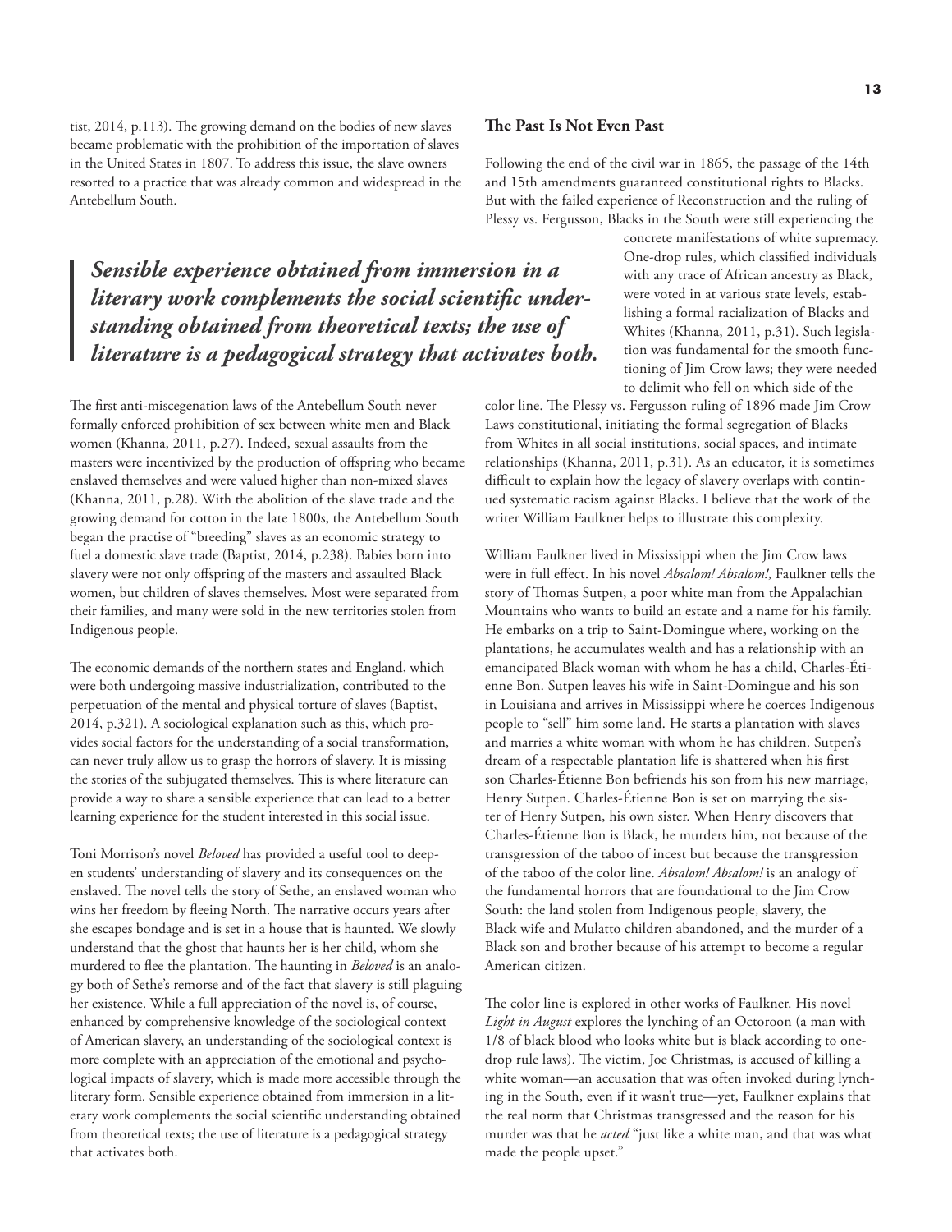tist, 2014, p.113). The growing demand on the bodies of new slaves became problematic with the prohibition of the importation of slaves in the United States in 1807. To address this issue, the slave owners resorted to a practice that was already common and widespread in the Antebellum South.

> ***Sensible experience obtained from immersion in a literary work complements the social scientific understanding obtained from theoretical texts; the use of literature is a pedagogical strategy that activates both.***

The first anti-miscegenation laws of the Antebellum South never formally enforced prohibition of sex between white men and Black women (Khanna, 2011, p.27). Indeed, sexual assaults from the masters were incentivized by the production of offspring who became enslaved themselves and were valued higher than non-mixed slaves (Khanna, 2011, p.28). With the abolition of the slave trade and the growing demand for cotton in the late 1800s, the Antebellum South began the practise of "breeding" slaves as an economic strategy to fuel a domestic slave trade (Baptist, 2014, p.238). Babies born into slavery were not only offspring of the masters and assaulted Black women, but children of slaves themselves. Most were separated from their families, and many were sold in the new territories stolen from Indigenous people.

The economic demands of the northern states and England, which were both undergoing massive industrialization, contributed to the perpetuation of the mental and physical torture of slaves (Baptist, 2014, p.321). A sociological explanation such as this, which provides social factors for the understanding of a social transformation, can never truly allow us to grasp the horrors of slavery. It is missing the stories of the subjugated themselves. This is where literature can provide a way to share a sensible experience that can lead to a better learning experience for the student interested in this social issue.

Toni Morrison's novel *Beloved* has provided a useful tool to deepen students' understanding of slavery and its consequences on the enslaved. The novel tells the story of Sethe, an enslaved woman who wins her freedom by fleeing North. The narrative occurs years after she escapes bondage and is set in a house that is haunted. We slowly understand that the ghost that haunts her is her child, whom she murdered to flee the plantation. The haunting in *Beloved* is an analogy both of Sethe's remorse and of the fact that slavery is still plaguing her existence. While a full appreciation of the novel is, of course, enhanced by comprehensive knowledge of the sociological context of American slavery, an understanding of the sociological context is more complete with an appreciation of the emotional and psychological impacts of slavery, which is made more accessible through the literary form. Sensible experience obtained from immersion in a literary work complements the social scientific understanding obtained from theoretical texts; the use of literature is a pedagogical strategy that activates both.

### The Past Is Not Even Past

Following the end of the civil war in 1865, the passage of the 14th and 15th amendments guaranteed constitutional rights to Blacks. But with the failed experience of Reconstruction and the ruling of Plessy vs. Fergusson, Blacks in the South were still experiencing the concrete manifestations of white supremacy. One-drop rules, which classified individuals with any trace of African ancestry as Black, were voted in at various state levels, establishing a formal racialization of Blacks and Whites (Khanna, 2011, p.31). Such legislation was fundamental for the smooth functioning of Jim Crow laws; they were needed to delimit who fell on which side of the color line. The Plessy vs. Fergusson ruling of 1896 made Jim Crow Laws constitutional, initiating the formal segregation of Blacks from Whites in all social institutions, social spaces, and intimate relationships (Khanna, 2011, p.31). As an educator, it is sometimes difficult to explain how the legacy of slavery overlaps with continued systematic racism against Blacks. I believe that the work of the writer William Faulkner helps to illustrate this complexity.

William Faulkner lived in Mississippi when the Jim Crow laws were in full effect. In his novel *Absalom! Absalom!*, Faulkner tells the story of Thomas Sutpen, a poor white man from the Appalachian Mountains who wants to build an estate and a name for his family. He embarks on a trip to Saint-Domingue where, working on the plantations, he accumulates wealth and has a relationship with an emancipated Black woman with whom he has a child, Charles-Étienne Bon. Sutpen leaves his wife in Saint-Domingue and his son in Louisiana and arrives in Mississippi where he coerces Indigenous people to "sell" him some land. He starts a plantation with slaves and marries a white woman with whom he has children. Sutpen's dream of a respectable plantation life is shattered when his first son Charles-Étienne Bon befriends his son from his new marriage, Henry Sutpen. Charles-Étienne Bon is set on marrying the sister of Henry Sutpen, his own sister. When Henry discovers that Charles-Étienne Bon is Black, he murders him, not because of the transgression of the taboo of incest but because the transgression of the taboo of the color line. *Absalom! Absalom!* is an analogy of the fundamental horrors that are foundational to the Jim Crow South: the land stolen from Indigenous people, slavery, the Black wife and Mulatto children abandoned, and the murder of a Black son and brother because of his attempt to become a regular American citizen.

The color line is explored in other works of Faulkner. His novel *Light in August* explores the lynching of an Octoroon (a man with 1/8 of black blood who looks white but is black according to one-drop rule laws). The victim, Joe Christmas, is accused of killing a white woman—an accusation that was often invoked during lynching in the South, even if it wasn't true—yet, Faulkner explains that the real norm that Christmas transgressed and the reason for his murder was that he *acted* "just like a white man, and that was what made the people upset."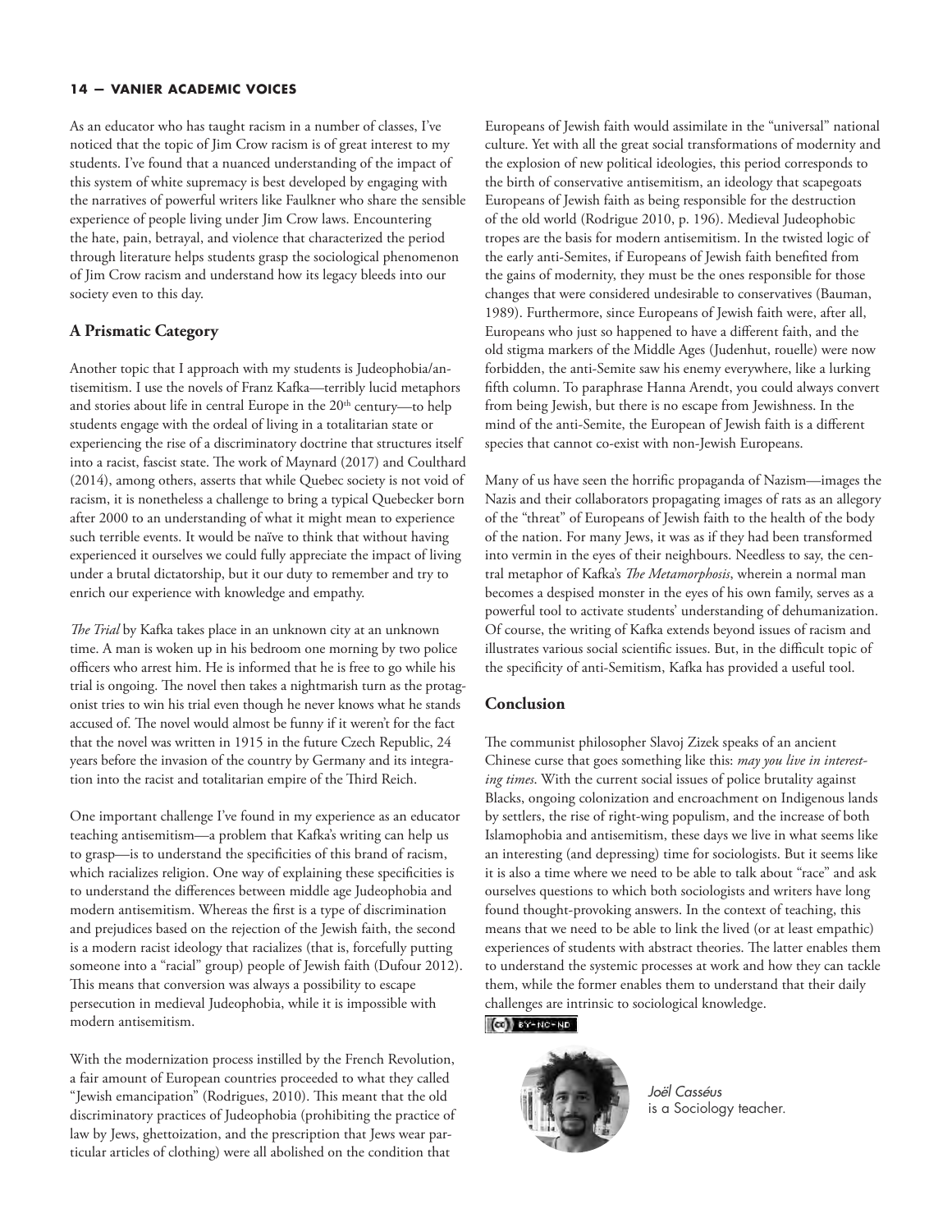As an educator who has taught racism in a number of classes, I've noticed that the topic of Jim Crow racism is of great interest to my students. I've found that a nuanced understanding of the impact of this system of white supremacy is best developed by engaging with the narratives of powerful writers like Faulkner who share the sensible experience of people living under Jim Crow laws. Encountering the hate, pain, betrayal, and violence that characterized the period through literature helps students grasp the sociological phenomenon of Jim Crow racism and understand how its legacy bleeds into our society even to this day.

## A Prismatic Category

Another topic that I approach with my students is Judeophobia/antisemitism. I use the novels of Franz Kafka—terribly lucid metaphors and stories about life in central Europe in the 20th century—to help students engage with the ordeal of living in a totalitarian state or experiencing the rise of a discriminatory doctrine that structures itself into a racist, fascist state. The work of Maynard (2017) and Coulthard (2014), among others, asserts that while Quebec society is not void of racism, it is nonetheless a challenge to bring a typical Quebecker born after 2000 to an understanding of what it might mean to experience such terrible events. It would be naïve to think that without having experienced it ourselves we could fully appreciate the impact of living under a brutal dictatorship, but it our duty to remember and try to enrich our experience with knowledge and empathy.

*The Trial* by Kafka takes place in an unknown city at an unknown time. A man is woken up in his bedroom one morning by two police officers who arrest him. He is informed that he is free to go while his trial is ongoing. The novel then takes a nightmarish turn as the protagonist tries to win his trial even though he never knows what he stands accused of. The novel would almost be funny if it weren't for the fact that the novel was written in 1915 in the future Czech Republic, 24 years before the invasion of the country by Germany and its integration into the racist and totalitarian empire of the Third Reich.

One important challenge I've found in my experience as an educator teaching antisemitism—a problem that Kafka's writing can help us to grasp—is to understand the specificities of this brand of racism, which racializes religion. One way of explaining these specificities is to understand the differences between middle age Judeophobia and modern antisemitism. Whereas the first is a type of discrimination and prejudices based on the rejection of the Jewish faith, the second is a modern racist ideology that racializes (that is, forcefully putting someone into a "racial" group) people of Jewish faith (Dufour 2012). This means that conversion was always a possibility to escape persecution in medieval Judeophobia, while it is impossible with modern antisemitism.

With the modernization process instilled by the French Revolution, a fair amount of European countries proceeded to what they called "Jewish emancipation" (Rodrigues, 2010). This meant that the old discriminatory practices of Judeophobia (prohibiting the practice of law by Jews, ghettoization, and the prescription that Jews wear particular articles of clothing) were all abolished on the condition that Europeans of Jewish faith would assimilate in the "universal" national culture. Yet with all the great social transformations of modernity and the explosion of new political ideologies, this period corresponds to the birth of conservative antisemitism, an ideology that scapegoats Europeans of Jewish faith as being responsible for the destruction of the old world (Rodrigue 2010, p. 196). Medieval Judeophobic tropes are the basis for modern antisemitism. In the twisted logic of the early anti-Semites, if Europeans of Jewish faith benefited from the gains of modernity, they must be the ones responsible for those changes that were considered undesirable to conservatives (Bauman, 1989). Furthermore, since Europeans of Jewish faith were, after all, Europeans who just so happened to have a different faith, and the old stigma markers of the Middle Ages (Judenhut, rouelle) were now forbidden, the anti-Semite saw his enemy everywhere, like a lurking fifth column. To paraphrase Hanna Arendt, you could always convert from being Jewish, but there is no escape from Jewishness. In the mind of the anti-Semite, the European of Jewish faith is a different species that cannot co-exist with non-Jewish Europeans.

Many of us have seen the horrific propaganda of Nazism—images the Nazis and their collaborators propagating images of rats as an allegory of the "threat" of Europeans of Jewish faith to the health of the body of the nation. For many Jews, it was as if they had been transformed into vermin in the eyes of their neighbours. Needless to say, the central metaphor of Kafka's *The Metamorphosis*, wherein a normal man becomes a despised monster in the eyes of his own family, serves as a powerful tool to activate students' understanding of dehumanization. Of course, the writing of Kafka extends beyond issues of racism and illustrates various social scientific issues. But, in the difficult topic of the specificity of anti-Semitism, Kafka has provided a useful tool.

## Conclusion

The communist philosopher Slavoj Zizek speaks of an ancient Chinese curse that goes something like this: *may you live in interesting times*. With the current social issues of police brutality against Blacks, ongoing colonization and encroachment on Indigenous lands by settlers, the rise of right-wing populism, and the increase of both Islamophobia and antisemitism, these days we live in what seems like an interesting (and depressing) time for sociologists. But it seems like it is also a time where we need to be able to talk about "race" and ask ourselves questions to which both sociologists and writers have long found thought-provoking answers. In the context of teaching, this means that we need to be able to link the lived (or at least empathic) experiences of students with abstract theories. The latter enables them to understand the systemic processes at work and how they can tackle them, while the former enables them to understand that their daily challenges are intrinsic to sociological knowledge.

*Joël Casséus*
is a Sociology teacher.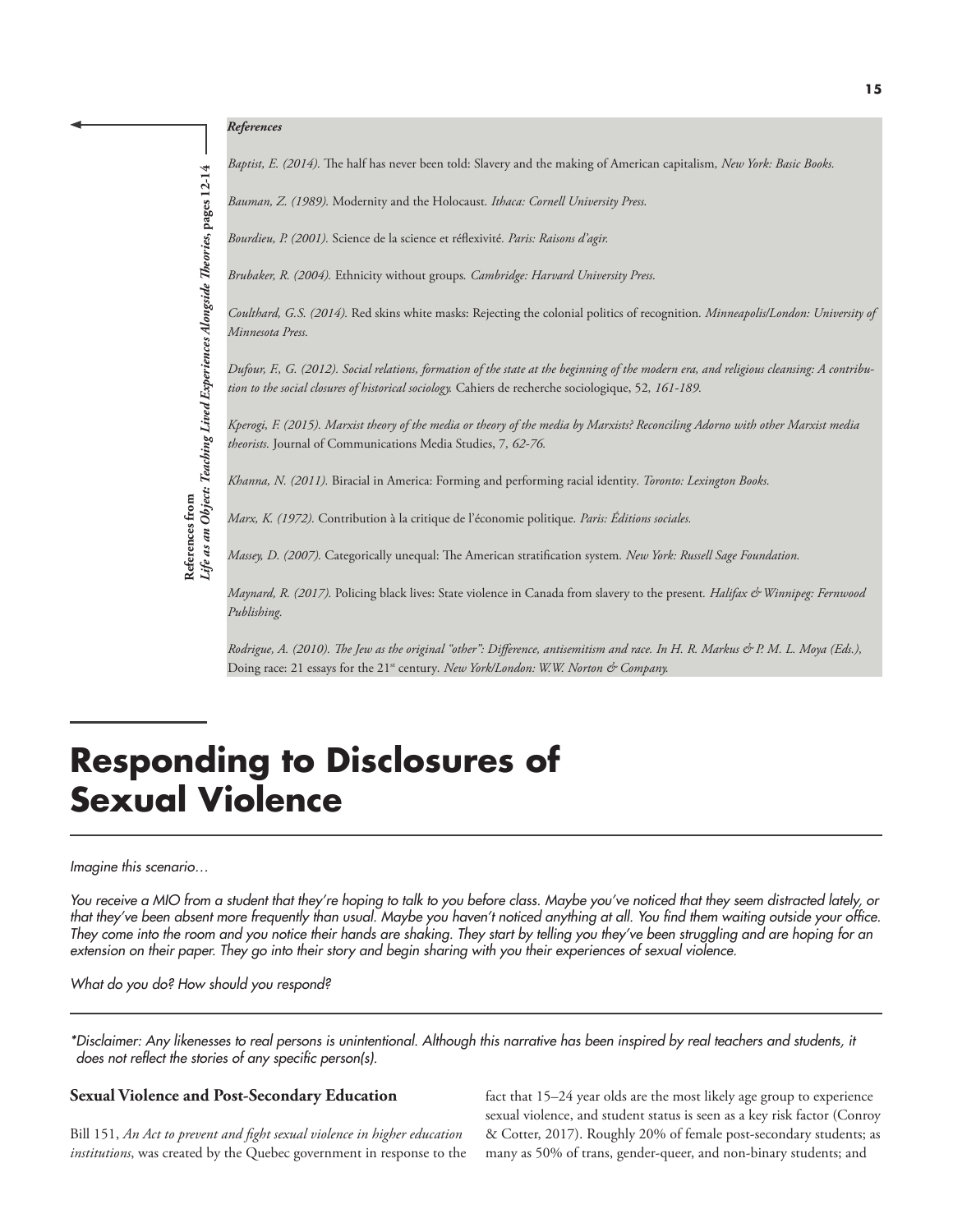**References from *Life as an Object: Teaching Lived Experiences Alongside Theories*, pages 12-14**

***References***

*Baptist, E. (2014).* The half has never been told: Slavery and the making of American capitalism*, New York: Basic Books.*

*Bauman, Z. (1989).* Modernity and the Holocaust*. Ithaca: Cornell University Press.*

*Bourdieu, P. (2001).* Science de la science et réflexivité*. Paris: Raisons d'agir.*

*Brubaker, R. (2004).* Ethnicity without groups*. Cambridge: Harvard University Press.*

*Coulthard, G.S. (2014).* Red skins white masks: Rejecting the colonial politics of recognition*. Minneapolis/London: University of Minnesota Press.*

*Dufour, F., G. (2012). Social relations, formation of the state at the beginning of the modern era, and religious cleansing: A contribution to the social closures of historical sociology.* Cahiers de recherche sociologique, 52*, 161-189.*

*Kperogi, F. (2015). Marxist theory of the media or theory of the media by Marxists? Reconciling Adorno with other Marxist media theorists.* Journal of Communications Media Studies, 7*, 62-76.*

*Khanna, N. (2011).* Biracial in America: Forming and performing racial identity*. Toronto: Lexington Books.*

*Marx, K. (1972).* Contribution à la critique de l'économie politique*. Paris: Éditions sociales.*

*Massey, D. (2007).* Categorically unequal: The American stratification system*. New York: Russell Sage Foundation.*

*Maynard, R. (2017).* Policing black lives: State violence in Canada from slavery to the present*. Halifax & Winnipeg: Fernwood Publishing.*

*Rodrigue, A. (2010). The Jew as the original "other": Difference, antisemitism and race. In H. R. Markus & P. M. L. Moya (Eds.),* Doing race: 21 essays for the 21st century*. New York/London: W.W. Norton & Company.*

# Responding to Disclosures of Sexual Violence

*Imagine this scenario…*

*You receive a MIO from a student that they're hoping to talk to you before class. Maybe you've noticed that they seem distracted lately, or that they've been absent more frequently than usual. Maybe you haven't noticed anything at all. You find them waiting outside your office. They come into the room and you notice their hands are shaking. They start by telling you they've been struggling and are hoping for an extension on their paper. They go into their story and begin sharing with you their experiences of sexual violence.*

*What do you do? How should you respond?*

*\*Disclaimer: Any likenesses to real persons is unintentional. Although this narrative has been inspired by real teachers and students, it does not reflect the stories of any specific person(s).*

### Sexual Violence and Post-Secondary Education

Bill 151, *An Act to prevent and fight sexual violence in higher education institutions*, was created by the Quebec government in response to the fact that 15–24 year olds are the most likely age group to experience sexual violence, and student status is seen as a key risk factor (Conroy & Cotter, 2017). Roughly 20% of female post-secondary students; as many as 50% of trans, gender-queer, and non-binary students; and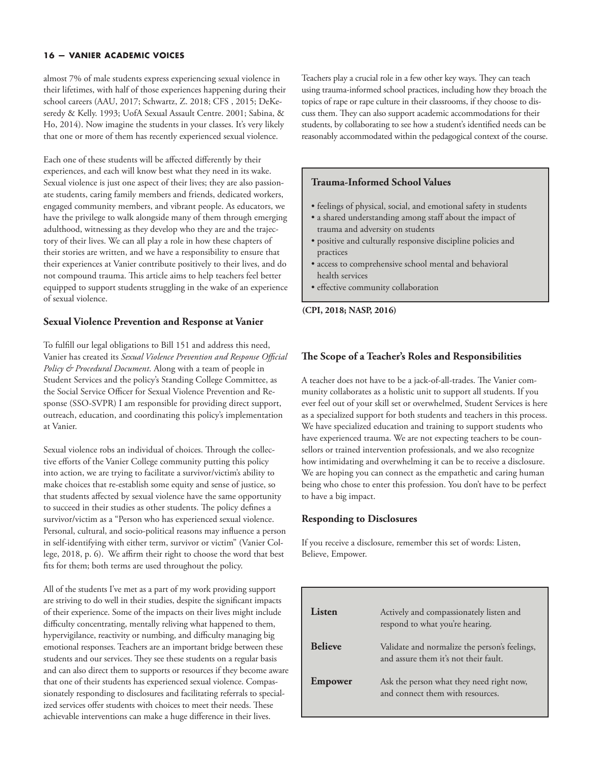almost 7% of male students express experiencing sexual violence in their lifetimes, with half of those experiences happening during their school careers (AAU, 2017; Schwartz, Z. 2018; CFS , 2015; DeKeseredy & Kelly. 1993; UofA Sexual Assault Centre. 2001; Sabina, & Ho, 2014). Now imagine the students in your classes. It's very likely that one or more of them has recently experienced sexual violence.

Each one of these students will be affected differently by their experiences, and each will know best what they need in its wake. Sexual violence is just one aspect of their lives; they are also passionate students, caring family members and friends, dedicated workers, engaged community members, and vibrant people. As educators, we have the privilege to walk alongside many of them through emerging adulthood, witnessing as they develop who they are and the trajectory of their lives. We can all play a role in how these chapters of their stories are written, and we have a responsibility to ensure that their experiences at Vanier contribute positively to their lives, and do not compound trauma. This article aims to help teachers feel better equipped to support students struggling in the wake of an experience of sexual violence.

### Sexual Violence Prevention and Response at Vanier

To fulfill our legal obligations to Bill 151 and address this need, Vanier has created its *Sexual Violence Prevention and Response Official Policy & Procedural Document*. Along with a team of people in Student Services and the policy's Standing College Committee, as the Social Service Officer for Sexual Violence Prevention and Response (SSO-SVPR) I am responsible for providing direct support, outreach, education, and coordinating this policy's implementation at Vanier.

Sexual violence robs an individual of choices. Through the collective efforts of the Vanier College community putting this policy into action, we are trying to facilitate a survivor/victim's ability to make choices that re-establish some equity and sense of justice, so that students affected by sexual violence have the same opportunity to succeed in their studies as other students. The policy defines a survivor/victim as a "Person who has experienced sexual violence. Personal, cultural, and socio-political reasons may influence a person in self-identifying with either term, survivor or victim" (Vanier College, 2018, p. 6). We affirm their right to choose the word that best fits for them; both terms are used throughout the policy.

All of the students I've met as a part of my work providing support are striving to do well in their studies, despite the significant impacts of their experience. Some of the impacts on their lives might include difficulty concentrating, mentally reliving what happened to them, hypervigilance, reactivity or numbing, and difficulty managing big emotional responses. Teachers are an important bridge between these students and our services. They see these students on a regular basis and can also direct them to supports or resources if they become aware that one of their students has experienced sexual violence. Compassionately responding to disclosures and facilitating referrals to specialized services offer students with choices to meet their needs. These achievable interventions can make a huge difference in their lives.

Teachers play a crucial role in a few other key ways. They can teach using trauma-informed school practices, including how they broach the topics of rape or rape culture in their classrooms, if they choose to discuss them. They can also support academic accommodations for their students, by collaborating to see how a student's identified needs can be reasonably accommodated within the pedagogical context of the course.

> **Trauma-Informed School Values**
>
> - feelings of physical, social, and emotional safety in students
> - a shared understanding among staff about the impact of trauma and adversity on students
> - positive and culturally responsive discipline policies and practices
> - access to comprehensive school mental and behavioral health services
> - effective community collaboration

**(CPI, 2018; NASP, 2016)**

### The Scope of a Teacher's Roles and Responsibilities

A teacher does not have to be a jack-of-all-trades. The Vanier community collaborates as a holistic unit to support all students. If you ever feel out of your skill set or overwhelmed, Student Services is here as a specialized support for both students and teachers in this process. We have specialized education and training to support students who have experienced trauma. We are not expecting teachers to be counsellors or trained intervention professionals, and we also recognize how intimidating and overwhelming it can be to receive a disclosure. We are hoping you can connect as the empathetic and caring human being who chose to enter this profession. You don't have to be perfect to have a big impact.

### Responding to Disclosures

If you receive a disclosure, remember this set of words: Listen, Believe, Empower.

| | |
|---|---|
| **Listen** | Actively and compassionately listen and respond to what you're hearing. |
| **Believe** | Validate and normalize the person's feelings, and assure them it's not their fault. |
| **Empower** | Ask the person what they need right now, and connect them with resources. |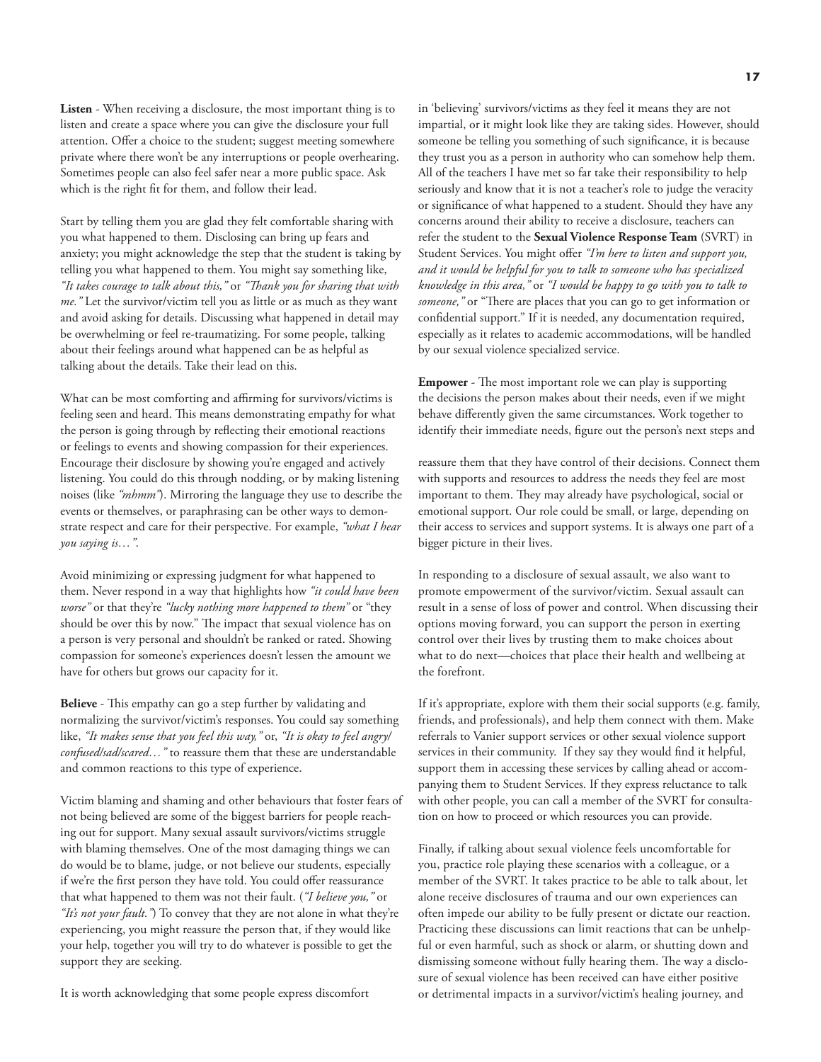**Listen** - When receiving a disclosure, the most important thing is to listen and create a space where you can give the disclosure your full attention. Offer a choice to the student; suggest meeting somewhere private where there won't be any interruptions or people overhearing. Sometimes people can also feel safer near a more public space. Ask which is the right fit for them, and follow their lead.

Start by telling them you are glad they felt comfortable sharing with you what happened to them. Disclosing can bring up fears and anxiety; you might acknowledge the step that the student is taking by telling you what happened to them. You might say something like, *"It takes courage to talk about this,"* or *"Thank you for sharing that with me."* Let the survivor/victim tell you as little or as much as they want and avoid asking for details. Discussing what happened in detail may be overwhelming or feel re-traumatizing. For some people, talking about their feelings around what happened can be as helpful as talking about the details. Take their lead on this.

What can be most comforting and affirming for survivors/victims is feeling seen and heard. This means demonstrating empathy for what the person is going through by reflecting their emotional reactions or feelings to events and showing compassion for their experiences. Encourage their disclosure by showing you're engaged and actively listening. You could do this through nodding, or by making listening noises (like *"mhmm"*). Mirroring the language they use to describe the events or themselves, or paraphrasing can be other ways to demonstrate respect and care for their perspective. For example, *"what I hear you saying is…"*.

Avoid minimizing or expressing judgment for what happened to them. Never respond in a way that highlights how *"it could have been worse"* or that they're *"lucky nothing more happened to them"* or "they should be over this by now." The impact that sexual violence has on a person is very personal and shouldn't be ranked or rated. Showing compassion for someone's experiences doesn't lessen the amount we have for others but grows our capacity for it.

**Believe** - This empathy can go a step further by validating and normalizing the survivor/victim's responses. You could say something like, *"It makes sense that you feel this way,"* or, *"It is okay to feel angry/confused/sad/scared…"* to reassure them that these are understandable and common reactions to this type of experience.

Victim blaming and shaming and other behaviours that foster fears of not being believed are some of the biggest barriers for people reaching out for support. Many sexual assault survivors/victims struggle with blaming themselves. One of the most damaging things we can do would be to blame, judge, or not believe our students, especially if we're the first person they have told. You could offer reassurance that what happened to them was not their fault. (*"I believe you,"* or *"It's not your fault."*) To convey that they are not alone in what they're experiencing, you might reassure the person that, if they would like your help, together you will try to do whatever is possible to get the support they are seeking.

It is worth acknowledging that some people express discomfort in 'believing' survivors/victims as they feel it means they are not impartial, or it might look like they are taking sides. However, should someone be telling you something of such significance, it is because they trust you as a person in authority who can somehow help them. All of the teachers I have met so far take their responsibility to help seriously and know that it is not a teacher's role to judge the veracity or significance of what happened to a student. Should they have any concerns around their ability to receive a disclosure, teachers can refer the student to the **Sexual Violence Response Team** (SVRT) in Student Services. You might offer *"I'm here to listen and support you, and it would be helpful for you to talk to someone who has specialized knowledge in this area,"* or *"I would be happy to go with you to talk to someone,"* or "There are places that you can go to get information or confidential support." If it is needed, any documentation required, especially as it relates to academic accommodations, will be handled by our sexual violence specialized service.

**Empower** - The most important role we can play is supporting the decisions the person makes about their needs, even if we might behave differently given the same circumstances. Work together to identify their immediate needs, figure out the person's next steps and reassure them that they have control of their decisions. Connect them with supports and resources to address the needs they feel are most important to them. They may already have psychological, social or emotional support. Our role could be small, or large, depending on their access to services and support systems. It is always one part of a bigger picture in their lives.

In responding to a disclosure of sexual assault, we also want to promote empowerment of the survivor/victim. Sexual assault can result in a sense of loss of power and control. When discussing their options moving forward, you can support the person in exerting control over their lives by trusting them to make choices about what to do next—choices that place their health and wellbeing at the forefront.

If it's appropriate, explore with them their social supports (e.g. family, friends, and professionals), and help them connect with them. Make referrals to Vanier support services or other sexual violence support services in their community. If they say they would find it helpful, support them in accessing these services by calling ahead or accompanying them to Student Services. If they express reluctance to talk with other people, you can call a member of the SVRT for consultation on how to proceed or which resources you can provide.

Finally, if talking about sexual violence feels uncomfortable for you, practice role playing these scenarios with a colleague, or a member of the SVRT. It takes practice to be able to talk about, let alone receive disclosures of trauma and our own experiences can often impede our ability to be fully present or dictate our reaction. Practicing these discussions can limit reactions that can be unhelpful or even harmful, such as shock or alarm, or shutting down and dismissing someone without fully hearing them. The way a disclosure of sexual violence has been received can have either positive or detrimental impacts in a survivor/victim's healing journey, and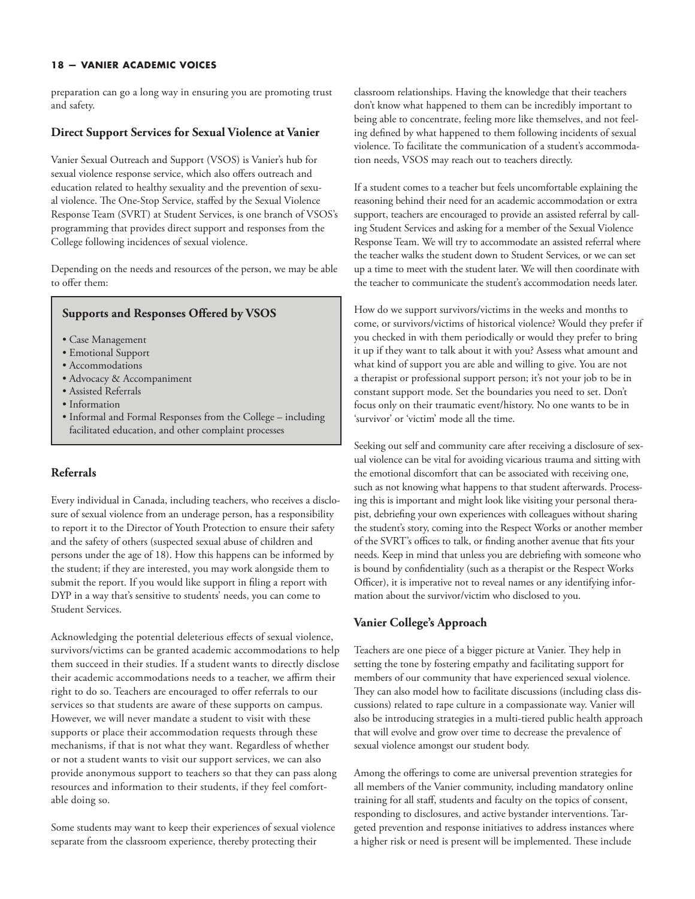preparation can go a long way in ensuring you are promoting trust and safety.

### Direct Support Services for Sexual Violence at Vanier

Vanier Sexual Outreach and Support (VSOS) is Vanier's hub for sexual violence response service, which also offers outreach and education related to healthy sexuality and the prevention of sexual violence. The One-Stop Service, staffed by the Sexual Violence Response Team (SVRT) at Student Services, is one branch of VSOS's programming that provides direct support and responses from the College following incidences of sexual violence.

Depending on the needs and resources of the person, we may be able to offer them:

**Supports and Responses Offered by VSOS**

- Case Management
- Emotional Support
- Accommodations
- Advocacy & Accompaniment
- Assisted Referrals
- Information
- Informal and Formal Responses from the College – including facilitated education, and other complaint processes

### Referrals

Every individual in Canada, including teachers, who receives a disclosure of sexual violence from an underage person, has a responsibility to report it to the Director of Youth Protection to ensure their safety and the safety of others (suspected sexual abuse of children and persons under the age of 18). How this happens can be informed by the student; if they are interested, you may work alongside them to submit the report. If you would like support in filing a report with DYP in a way that's sensitive to students' needs, you can come to Student Services.

Acknowledging the potential deleterious effects of sexual violence, survivors/victims can be granted academic accommodations to help them succeed in their studies. If a student wants to directly disclose their academic accommodations needs to a teacher, we affirm their right to do so. Teachers are encouraged to offer referrals to our services so that students are aware of these supports on campus. However, we will never mandate a student to visit with these supports or place their accommodation requests through these mechanisms, if that is not what they want. Regardless of whether or not a student wants to visit our support services, we can also provide anonymous support to teachers so that they can pass along resources and information to their students, if they feel comfortable doing so.

Some students may want to keep their experiences of sexual violence separate from the classroom experience, thereby protecting their classroom relationships. Having the knowledge that their teachers don't know what happened to them can be incredibly important to being able to concentrate, feeling more like themselves, and not feeling defined by what happened to them following incidents of sexual violence. To facilitate the communication of a student's accommodation needs, VSOS may reach out to teachers directly.

If a student comes to a teacher but feels uncomfortable explaining the reasoning behind their need for an academic accommodation or extra support, teachers are encouraged to provide an assisted referral by calling Student Services and asking for a member of the Sexual Violence Response Team. We will try to accommodate an assisted referral where the teacher walks the student down to Student Services, or we can set up a time to meet with the student later. We will then coordinate with the teacher to communicate the student's accommodation needs later.

How do we support survivors/victims in the weeks and months to come, or survivors/victims of historical violence? Would they prefer if you checked in with them periodically or would they prefer to bring it up if they want to talk about it with you? Assess what amount and what kind of support you are able and willing to give. You are not a therapist or professional support person; it's not your job to be in constant support mode. Set the boundaries you need to set. Don't focus only on their traumatic event/history. No one wants to be in 'survivor' or 'victim' mode all the time.

Seeking out self and community care after receiving a disclosure of sexual violence can be vital for avoiding vicarious trauma and sitting with the emotional discomfort that can be associated with receiving one, such as not knowing what happens to that student afterwards. Processing this is important and might look like visiting your personal therapist, debriefing your own experiences with colleagues without sharing the student's story, coming into the Respect Works or another member of the SVRT's offices to talk, or finding another avenue that fits your needs. Keep in mind that unless you are debriefing with someone who is bound by confidentiality (such as a therapist or the Respect Works Officer), it is imperative not to reveal names or any identifying information about the survivor/victim who disclosed to you.

### Vanier College's Approach

Teachers are one piece of a bigger picture at Vanier. They help in setting the tone by fostering empathy and facilitating support for members of our community that have experienced sexual violence. They can also model how to facilitate discussions (including class discussions) related to rape culture in a compassionate way. Vanier will also be introducing strategies in a multi-tiered public health approach that will evolve and grow over time to decrease the prevalence of sexual violence amongst our student body.

Among the offerings to come are universal prevention strategies for all members of the Vanier community, including mandatory online training for all staff, students and faculty on the topics of consent, responding to disclosures, and active bystander interventions. Targeted prevention and response initiatives to address instances where a higher risk or need is present will be implemented. These include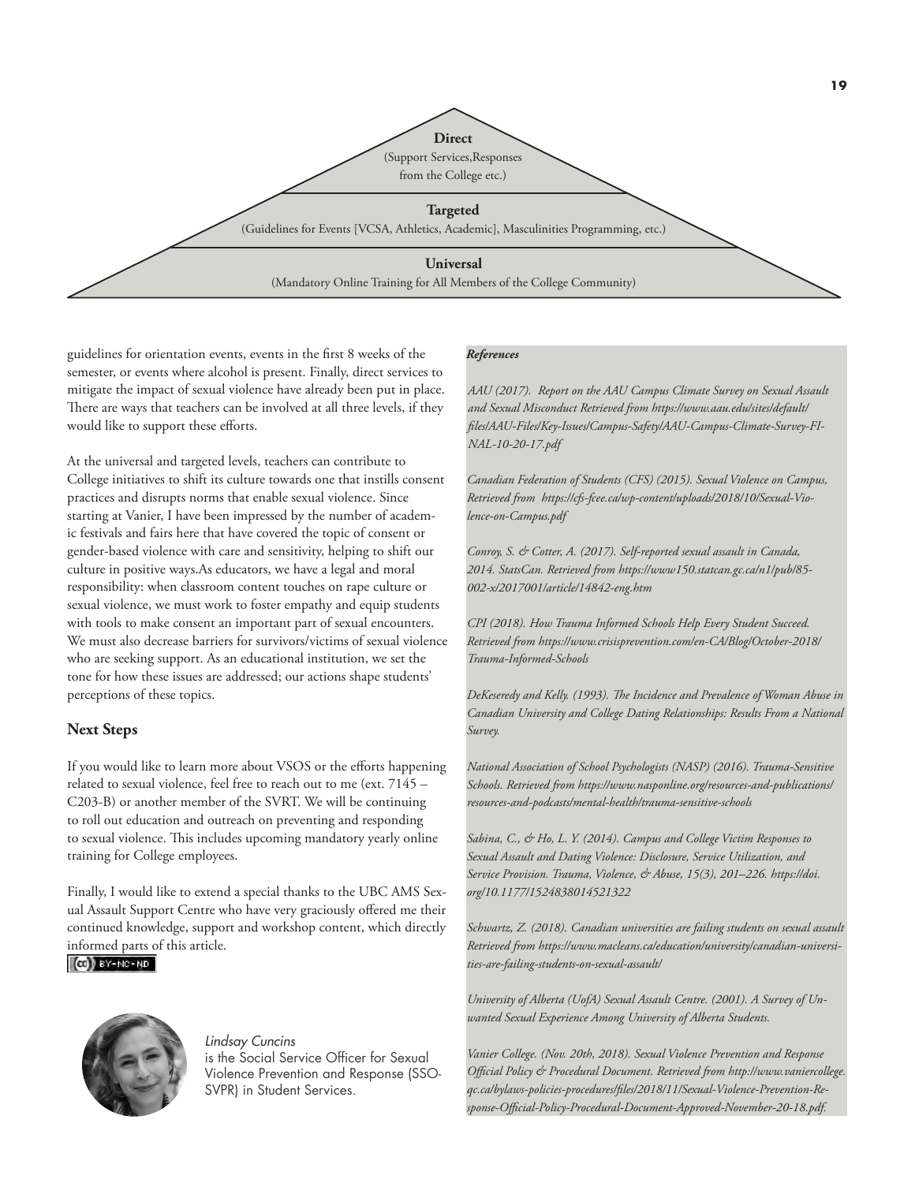**Direct**
(Support Services,Responses from the College etc.)

**Targeted**
(Guidelines for Events [VCSA, Athletics, Academic], Masculinities Programming, etc.)

**Universal**
(Mandatory Online Training for All Members of the College Community)

guidelines for orientation events, events in the first 8 weeks of the semester, or events where alcohol is present. Finally, direct services to mitigate the impact of sexual violence have already been put in place. There are ways that teachers can be involved at all three levels, if they would like to support these efforts.

At the universal and targeted levels, teachers can contribute to College initiatives to shift its culture towards one that instills consent practices and disrupts norms that enable sexual violence. Since starting at Vanier, I have been impressed by the number of academic festivals and fairs here that have covered the topic of consent or gender-based violence with care and sensitivity, helping to shift our culture in positive ways.As educators, we have a legal and moral responsibility: when classroom content touches on rape culture or sexual violence, we must work to foster empathy and equip students with tools to make consent an important part of sexual encounters. We must also decrease barriers for survivors/victims of sexual violence who are seeking support. As an educational institution, we set the tone for how these issues are addressed; our actions shape students' perceptions of these topics.

## Next Steps

If you would like to learn more about VSOS or the efforts happening related to sexual violence, feel free to reach out to me (ext. 7145 – C203-B) or another member of the SVRT. We will be continuing to roll out education and outreach on preventing and responding to sexual violence. This includes upcoming mandatory yearly online training for College employees.

Finally, I would like to extend a special thanks to the UBC AMS Sexual Assault Support Centre who have very graciously offered me their continued knowledge, support and workshop content, which directly informed parts of this article.

*Lindsay Cuncins* is the Social Service Officer for Sexual Violence Prevention and Response (SSO-SVPR) in Student Services.

***References***

*AAU (2017). Report on the AAU Campus Climate Survey on Sexual Assault and Sexual Misconduct Retrieved from https://www.aau.edu/sites/default/files/AAU-Files/Key-Issues/Campus-Safety/AAU-Campus-Climate-Survey-FINAL-10-20-17.pdf*

*Canadian Federation of Students (CFS) (2015). Sexual Violence on Campus, Retrieved from https://cfs-fcee.ca/wp-content/uploads/2018/10/Sexual-Violence-on-Campus.pdf*

*Conroy, S. & Cotter, A. (2017). Self-reported sexual assault in Canada, 2014. StatsCan. Retrieved from https://www150.statcan.gc.ca/n1/pub/85-002-x/2017001/article/14842-eng.htm*

*CPI (2018). How Trauma Informed Schools Help Every Student Succeed. Retrieved from https://www.crisisprevention.com/en-CA/Blog/October-2018/Trauma-Informed-Schools*

*DeKeseredy and Kelly. (1993). The Incidence and Prevalence of Woman Abuse in Canadian University and College Dating Relationships: Results From a National Survey.*

*National Association of School Psychologists (NASP) (2016). Trauma-Sensitive Schools. Retrieved from https://www.nasponline.org/resources-and-publications/resources-and-podcasts/mental-health/trauma-sensitive-schools*

*Sabina, C., & Ho, L. Y. (2014). Campus and College Victim Responses to Sexual Assault and Dating Violence: Disclosure, Service Utilization, and Service Provision. Trauma, Violence, & Abuse, 15(3), 201–226. https://doi.org/10.1177/1524838014521322*

*Schwartz, Z. (2018). Canadian universities are failing students on sexual assault Retrieved from https://www.macleans.ca/education/university/canadian-universities-are-failing-students-on-sexual-assault/*

*University of Alberta (UofA) Sexual Assault Centre. (2001). A Survey of Unwanted Sexual Experience Among University of Alberta Students.*

*Vanier College. (Nov. 20th, 2018). Sexual Violence Prevention and Response Official Policy & Procedural Document. Retrieved from http://www.vaniercollege.qc.ca/bylaws-policies-procedures/files/2018/11/Sexual-Violence-Prevention-Response-Official-Policy-Procedural-Document-Approved-November-20-18.pdf.*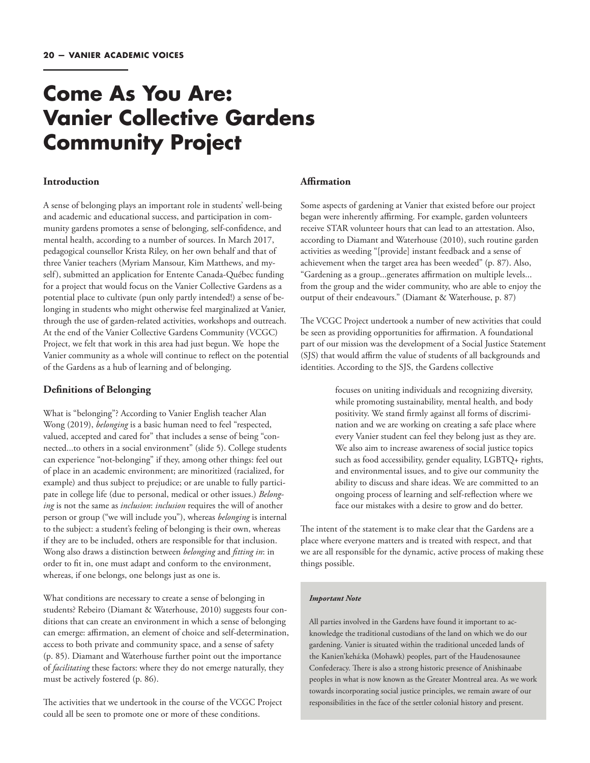# Come As You Are: Vanier Collective Gardens Community Project

## Introduction

A sense of belonging plays an important role in students' well-being and academic and educational success, and participation in community gardens promotes a sense of belonging, self-confidence, and mental health, according to a number of sources. In March 2017, pedagogical counsellor Krista Riley, on her own behalf and that of three Vanier teachers (Myriam Mansour, Kim Matthews, and myself), submitted an application for Entente Canada-Québec funding for a project that would focus on the Vanier Collective Gardens as a potential place to cultivate (pun only partly intended!) a sense of belonging in students who might otherwise feel marginalized at Vanier, through the use of garden-related activities, workshops and outreach. At the end of the Vanier Collective Gardens Community (VCGC) Project, we felt that work in this area had just begun. We hope the Vanier community as a whole will continue to reflect on the potential of the Gardens as a hub of learning and of belonging.

## Definitions of Belonging

What is "belonging"? According to Vanier English teacher Alan Wong (2019), *belonging* is a basic human need to feel "respected, valued, accepted and cared for" that includes a sense of being "connected...to others in a social environment" (slide 5). College students can experience "not-belonging" if they, among other things: feel out of place in an academic environment; are minoritized (racialized, for example) and thus subject to prejudice; or are unable to fully participate in college life (due to personal, medical or other issues.) *Belonging* is not the same as *inclusion*: *inclusion* requires the will of another person or group ("we will include you"), whereas *belonging* is internal to the subject: a student's feeling of belonging is their own, whereas if they are to be included, others are responsible for that inclusion. Wong also draws a distinction between *belonging* and *fitting in*: in order to fit in, one must adapt and conform to the environment, whereas, if one belongs, one belongs just as one is.

What conditions are necessary to create a sense of belonging in students? Rebeiro (Diamant & Waterhouse, 2010) suggests four conditions that can create an environment in which a sense of belonging can emerge: affirmation, an element of choice and self-determination, access to both private and community space, and a sense of safety (p. 85). Diamant and Waterhouse further point out the importance of *facilitating* these factors: where they do not emerge naturally, they must be actively fostered (p. 86).

The activities that we undertook in the course of the VCGC Project could all be seen to promote one or more of these conditions.

## Affirmation

Some aspects of gardening at Vanier that existed before our project began were inherently affirming. For example, garden volunteers receive STAR volunteer hours that can lead to an attestation. Also, according to Diamant and Waterhouse (2010), such routine garden activities as weeding "[provide] instant feedback and a sense of achievement when the target area has been weeded" (p. 87). Also, "Gardening as a group...generates affirmation on multiple levels... from the group and the wider community, who are able to enjoy the output of their endeavours." (Diamant & Waterhouse, p. 87)

The VCGC Project undertook a number of new activities that could be seen as providing opportunities for affirmation. A foundational part of our mission was the development of a Social Justice Statement (SJS) that would affirm the value of students of all backgrounds and identities. According to the SJS, the Gardens collective

> focuses on uniting individuals and recognizing diversity, while promoting sustainability, mental health, and body positivity. We stand firmly against all forms of discrimination and we are working on creating a safe place where every Vanier student can feel they belong just as they are. We also aim to increase awareness of social justice topics such as food accessibility, gender equality, LGBTQ+ rights, and environmental issues, and to give our community the ability to discuss and share ideas. We are committed to an ongoing process of learning and self-reflection where we face our mistakes with a desire to grow and do better.

The intent of the statement is to make clear that the Gardens are a place where everyone matters and is treated with respect, and that we are all responsible for the dynamic, active process of making these things possible.

***Important Note***

All parties involved in the Gardens have found it important to acknowledge the traditional custodians of the land on which we do our gardening. Vanier is situated within the traditional unceded lands of the Kanien'kehá:ka (Mohawk) peoples, part of the Haudenosaunee Confederacy. There is also a strong historic presence of Anishinaabe peoples in what is now known as the Greater Montreal area. As we work towards incorporating social justice principles, we remain aware of our responsibilities in the face of the settler colonial history and present.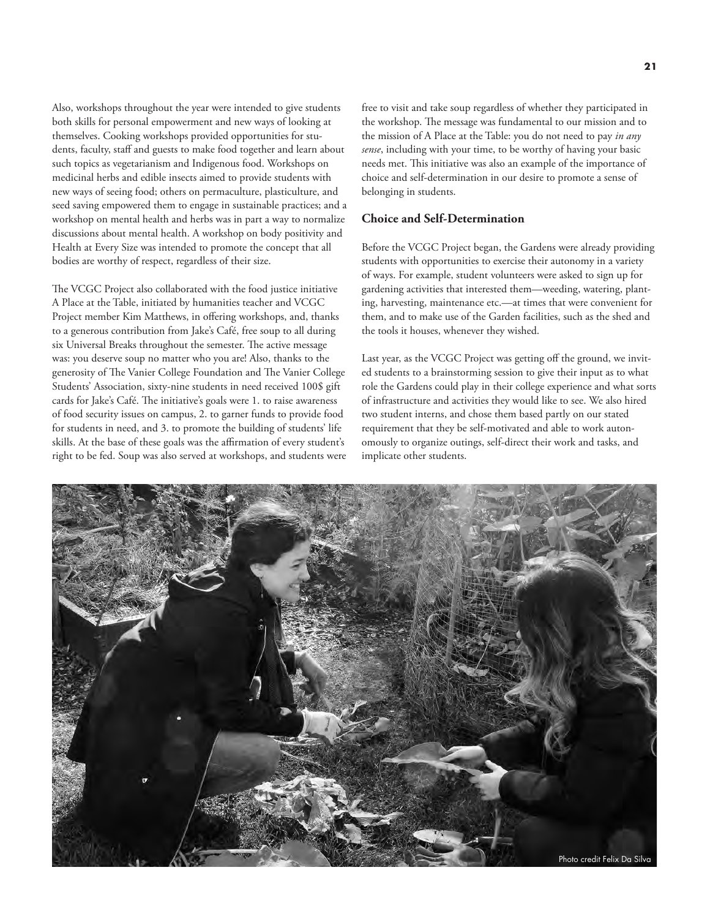Also, workshops throughout the year were intended to give students both skills for personal empowerment and new ways of looking at themselves. Cooking workshops provided opportunities for students, faculty, staff and guests to make food together and learn about such topics as vegetarianism and Indigenous food. Workshops on medicinal herbs and edible insects aimed to provide students with new ways of seeing food; others on permaculture, plasticulture, and seed saving empowered them to engage in sustainable practices; and a workshop on mental health and herbs was in part a way to normalize discussions about mental health. A workshop on body positivity and Health at Every Size was intended to promote the concept that all bodies are worthy of respect, regardless of their size.

The VCGC Project also collaborated with the food justice initiative A Place at the Table, initiated by humanities teacher and VCGC Project member Kim Matthews, in offering workshops, and, thanks to a generous contribution from Jake's Café, free soup to all during six Universal Breaks throughout the semester. The active message was: you deserve soup no matter who you are! Also, thanks to the generosity of The Vanier College Foundation and The Vanier College Students' Association, sixty-nine students in need received 100$ gift cards for Jake's Café. The initiative's goals were 1. to raise awareness of food security issues on campus, 2. to garner funds to provide food for students in need, and 3. to promote the building of students' life skills. At the base of these goals was the affirmation of every student's right to be fed. Soup was also served at workshops, and students were free to visit and take soup regardless of whether they participated in the workshop. The message was fundamental to our mission and to the mission of A Place at the Table: you do not need to pay *in any sense*, including with your time, to be worthy of having your basic needs met. This initiative was also an example of the importance of choice and self-determination in our desire to promote a sense of belonging in students.

## Choice and Self-Determination

Before the VCGC Project began, the Gardens were already providing students with opportunities to exercise their autonomy in a variety of ways. For example, student volunteers were asked to sign up for gardening activities that interested them—weeding, watering, planting, harvesting, maintenance etc.—at times that were convenient for them, and to make use of the Garden facilities, such as the shed and the tools it houses, whenever they wished.

Last year, as the VCGC Project was getting off the ground, we invited students to a brainstorming session to give their input as to what role the Gardens could play in their college experience and what sorts of infrastructure and activities they would like to see. We also hired two student interns, and chose them based partly on our stated requirement that they be self-motivated and able to work autonomously to organize outings, self-direct their work and tasks, and implicate other students.

Photo credit Felix Da Silva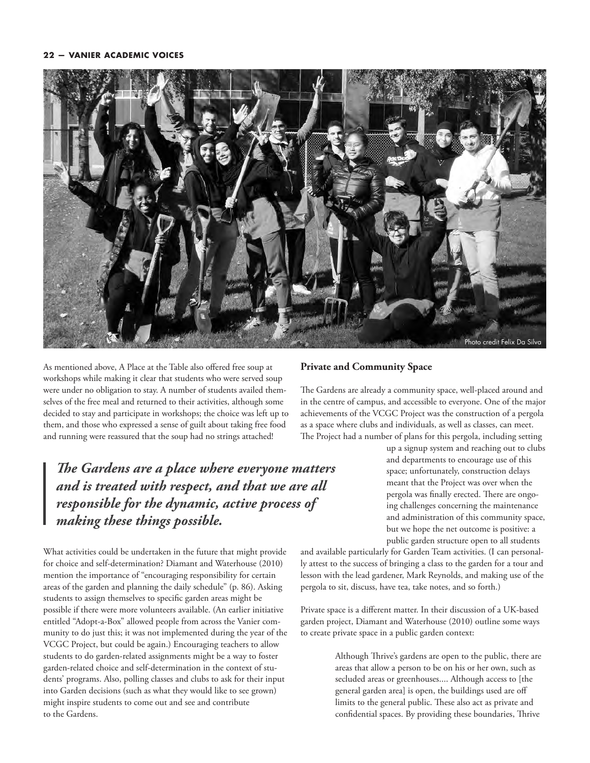Photo credit Felix Da Silva

As mentioned above, A Place at the Table also offered free soup at workshops while making it clear that students who were served soup were under no obligation to stay. A number of students availed themselves of the free meal and returned to their activities, although some decided to stay and participate in workshops; the choice was left up to them, and those who expressed a sense of guilt about taking free food and running were reassured that the soup had no strings attached!

> ***The Gardens are a place where everyone matters and is treated with respect, and that we are all responsible for the dynamic, active process of making these things possible.***

What activities could be undertaken in the future that might provide for choice and self-determination? Diamant and Waterhouse (2010) mention the importance of "encouraging responsibility for certain areas of the garden and planning the daily schedule" (p. 86). Asking students to assign themselves to specific garden areas might be possible if there were more volunteers available. (An earlier initiative entitled "Adopt-a-Box" allowed people from across the Vanier community to do just this; it was not implemented during the year of the VCGC Project, but could be again.) Encouraging teachers to allow students to do garden-related assignments might be a way to foster garden-related choice and self-determination in the context of students' programs. Also, polling classes and clubs to ask for their input into Garden decisions (such as what they would like to see grown) might inspire students to come out and see and contribute to the Gardens.

**Private and Community Space**

The Gardens are already a community space, well-placed around and in the centre of campus, and accessible to everyone. One of the major achievements of the VCGC Project was the construction of a pergola as a space where clubs and individuals, as well as classes, can meet. The Project had a number of plans for this pergola, including setting up a signup system and reaching out to clubs and departments to encourage use of this space; unfortunately, construction delays meant that the Project was over when the pergola was finally erected. There are ongoing challenges concerning the maintenance and administration of this community space, but we hope the net outcome is positive: a public garden structure open to all students and available particularly for Garden Team activities. (I can personally attest to the success of bringing a class to the garden for a tour and lesson with the lead gardener, Mark Reynolds, and making use of the pergola to sit, discuss, have tea, take notes, and so forth.)

Private space is a different matter. In their discussion of a UK-based garden project, Diamant and Waterhouse (2010) outline some ways to create private space in a public garden context:

> Although Thrive's gardens are open to the public, there are areas that allow a person to be on his or her own, such as secluded areas or greenhouses.... Although access to [the general garden area] is open, the buildings used are off limits to the general public. These also act as private and confidential spaces. By providing these boundaries, Thrive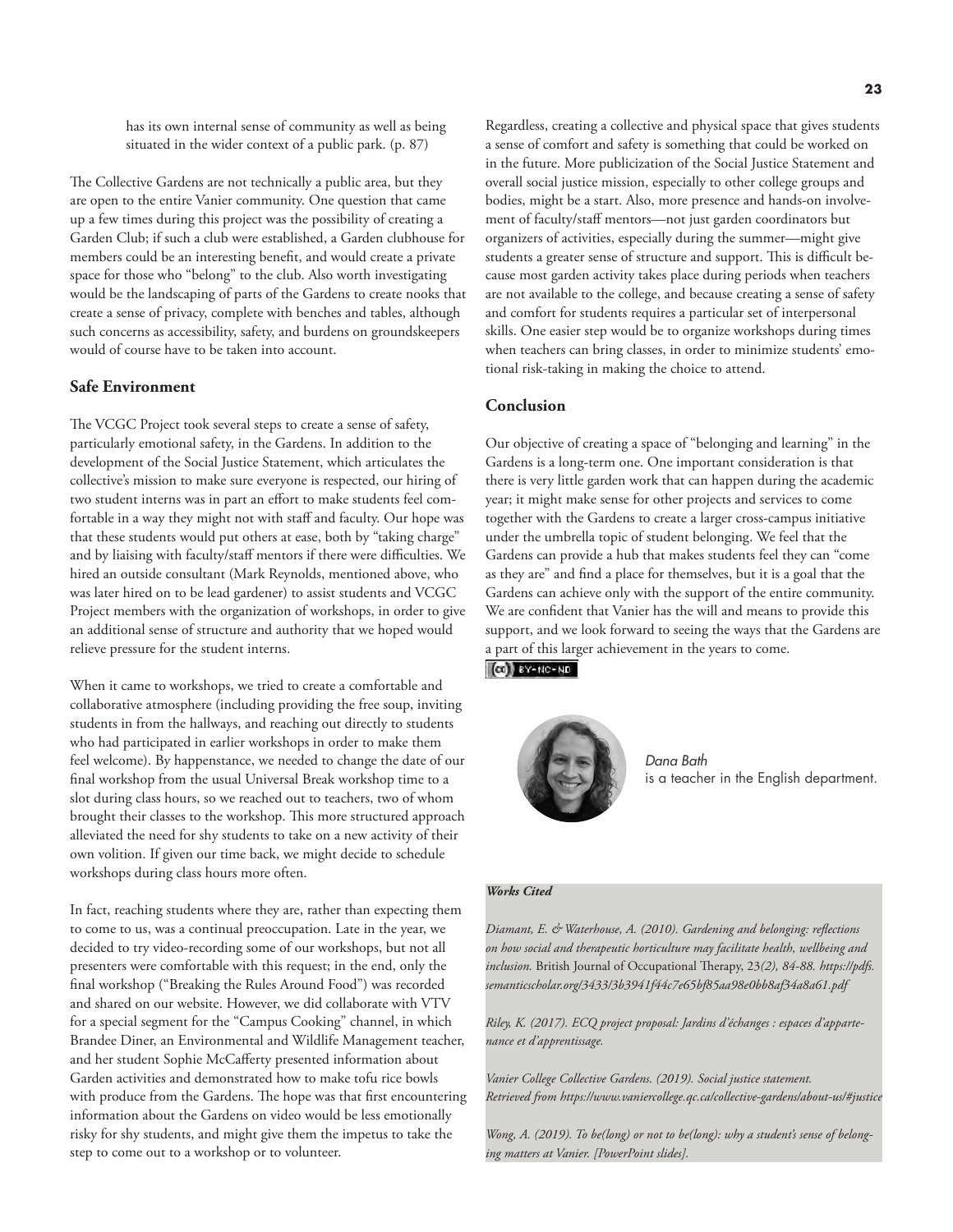has its own internal sense of community as well as being situated in the wider context of a public park. (p. 87)

The Collective Gardens are not technically a public area, but they are open to the entire Vanier community. One question that came up a few times during this project was the possibility of creating a Garden Club; if such a club were established, a Garden clubhouse for members could be an interesting benefit, and would create a private space for those who "belong" to the club. Also worth investigating would be the landscaping of parts of the Gardens to create nooks that create a sense of privacy, complete with benches and tables, although such concerns as accessibility, safety, and burdens on groundskeepers would of course have to be taken into account.

### Safe Environment

The VCGC Project took several steps to create a sense of safety, particularly emotional safety, in the Gardens. In addition to the development of the Social Justice Statement, which articulates the collective's mission to make sure everyone is respected, our hiring of two student interns was in part an effort to make students feel comfortable in a way they might not with staff and faculty. Our hope was that these students would put others at ease, both by "taking charge" and by liaising with faculty/staff mentors if there were difficulties. We hired an outside consultant (Mark Reynolds, mentioned above, who was later hired on to be lead gardener) to assist students and VCGC Project members with the organization of workshops, in order to give an additional sense of structure and authority that we hoped would relieve pressure for the student interns.

When it came to workshops, we tried to create a comfortable and collaborative atmosphere (including providing the free soup, inviting students in from the hallways, and reaching out directly to students who had participated in earlier workshops in order to make them feel welcome). By happenstance, we needed to change the date of our final workshop from the usual Universal Break workshop time to a slot during class hours, so we reached out to teachers, two of whom brought their classes to the workshop. This more structured approach alleviated the need for shy students to take on a new activity of their own volition. If given our time back, we might decide to schedule workshops during class hours more often.

In fact, reaching students where they are, rather than expecting them to come to us, was a continual preoccupation. Late in the year, we decided to try video-recording some of our workshops, but not all presenters were comfortable with this request; in the end, only the final workshop ("Breaking the Rules Around Food") was recorded and shared on our website. However, we did collaborate with VTV for a special segment for the "Campus Cooking" channel, in which Brandee Diner, an Environmental and Wildlife Management teacher, and her student Sophie McCafferty presented information about Garden activities and demonstrated how to make tofu rice bowls with produce from the Gardens. The hope was that first encountering information about the Gardens on video would be less emotionally risky for shy students, and might give them the impetus to take the step to come out to a workshop or to volunteer.

Regardless, creating a collective and physical space that gives students a sense of comfort and safety is something that could be worked on in the future. More publicization of the Social Justice Statement and overall social justice mission, especially to other college groups and bodies, might be a start. Also, more presence and hands-on involvement of faculty/staff mentors—not just garden coordinators but organizers of activities, especially during the summer—might give students a greater sense of structure and support. This is difficult because most garden activity takes place during periods when teachers are not available to the college, and because creating a sense of safety and comfort for students requires a particular set of interpersonal skills. One easier step would be to organize workshops during times when teachers can bring classes, in order to minimize students' emotional risk-taking in making the choice to attend.

### Conclusion

Our objective of creating a space of "belonging and learning" in the Gardens is a long-term one. One important consideration is that there is very little garden work that can happen during the academic year; it might make sense for other projects and services to come together with the Gardens to create a larger cross-campus initiative under the umbrella topic of student belonging. We feel that the Gardens can provide a hub that makes students feel they can "come as they are" and find a place for themselves, but it is a goal that the Gardens can achieve only with the support of the entire community. We are confident that Vanier has the will and means to provide this support, and we look forward to seeing the ways that the Gardens are a part of this larger achievement in the years to come.

(cc) BY-NC-ND

*Dana Bath*
is a teacher in the English department.

***Works Cited***

*Diamant, E. & Waterhouse, A. (2010). Gardening and belonging: reflections on how social and therapeutic horticulture may facilitate health, wellbeing and inclusion.* British Journal of Occupational Therapy, 23*(2), 84-88. https://pdfs.semanticscholar.org/3433/3b3941f44c7e65bf85aa98e0bb8af34a8a61.pdf*

*Riley, K. (2017). ECQ project proposal: Jardins d'échanges : espaces d'appartenance et d'apprentissage.*

*Vanier College Collective Gardens. (2019). Social justice statement. Retrieved from https://www.vaniercollege.qc.ca/collective-gardens/about-us/#justice*

*Wong, A. (2019). To be(long) or not to be(long): why a student's sense of belonging matters at Vanier. [PowerPoint slides].*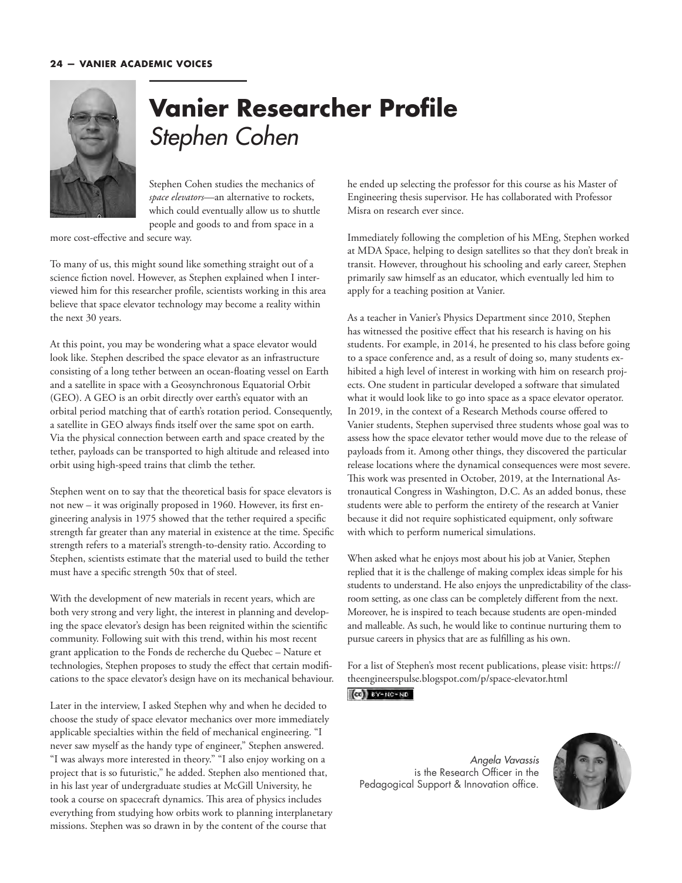# Vanier Researcher Profile

## *Stephen Cohen*

Stephen Cohen studies the mechanics of *space elevators*—an alternative to rockets, which could eventually allow us to shuttle people and goods to and from space in a more cost-effective and secure way.

To many of us, this might sound like something straight out of a science fiction novel. However, as Stephen explained when I interviewed him for this researcher profile, scientists working in this area believe that space elevator technology may become a reality within the next 30 years.

At this point, you may be wondering what a space elevator would look like. Stephen described the space elevator as an infrastructure consisting of a long tether between an ocean-floating vessel on Earth and a satellite in space with a Geosynchronous Equatorial Orbit (GEO). A GEO is an orbit directly over earth's equator with an orbital period matching that of earth's rotation period. Consequently, a satellite in GEO always finds itself over the same spot on earth. Via the physical connection between earth and space created by the tether, payloads can be transported to high altitude and released into orbit using high-speed trains that climb the tether.

Stephen went on to say that the theoretical basis for space elevators is not new – it was originally proposed in 1960. However, its first engineering analysis in 1975 showed that the tether required a specific strength far greater than any material in existence at the time. Specific strength refers to a material's strength-to-density ratio. According to Stephen, scientists estimate that the material used to build the tether must have a specific strength 50x that of steel.

With the development of new materials in recent years, which are both very strong and very light, the interest in planning and developing the space elevator's design has been reignited within the scientific community. Following suit with this trend, within his most recent grant application to the Fonds de recherche du Quebec – Nature et technologies, Stephen proposes to study the effect that certain modifications to the space elevator's design have on its mechanical behaviour.

Later in the interview, I asked Stephen why and when he decided to choose the study of space elevator mechanics over more immediately applicable specialties within the field of mechanical engineering. "I never saw myself as the handy type of engineer," Stephen answered. "I was always more interested in theory." "I also enjoy working on a project that is so futuristic," he added. Stephen also mentioned that, in his last year of undergraduate studies at McGill University, he took a course on spacecraft dynamics. This area of physics includes everything from studying how orbits work to planning interplanetary missions. Stephen was so drawn in by the content of the course that he ended up selecting the professor for this course as his Master of Engineering thesis supervisor. He has collaborated with Professor Misra on research ever since.

Immediately following the completion of his MEng, Stephen worked at MDA Space, helping to design satellites so that they don't break in transit. However, throughout his schooling and early career, Stephen primarily saw himself as an educator, which eventually led him to apply for a teaching position at Vanier.

As a teacher in Vanier's Physics Department since 2010, Stephen has witnessed the positive effect that his research is having on his students. For example, in 2014, he presented to his class before going to a space conference and, as a result of doing so, many students exhibited a high level of interest in working with him on research projects. One student in particular developed a software that simulated what it would look like to go into space as a space elevator operator. In 2019, in the context of a Research Methods course offered to Vanier students, Stephen supervised three students whose goal was to assess how the space elevator tether would move due to the release of payloads from it. Among other things, they discovered the particular release locations where the dynamical consequences were most severe. This work was presented in October, 2019, at the International Astronautical Congress in Washington, D.C. As an added bonus, these students were able to perform the entirety of the research at Vanier because it did not require sophisticated equipment, only software with which to perform numerical simulations.

When asked what he enjoys most about his job at Vanier, Stephen replied that it is the challenge of making complex ideas simple for his students to understand. He also enjoys the unpredictability of the classroom setting, as one class can be completely different from the next. Moreover, he is inspired to teach because students are open-minded and malleable. As such, he would like to continue nurturing them to pursue careers in physics that are as fulfilling as his own.

For a list of Stephen's most recent publications, please visit: https://theengineerspulse.blogspot.com/p/space-elevator.html

*Angela Vavassis* is the Research Officer in the Pedagogical Support & Innovation office.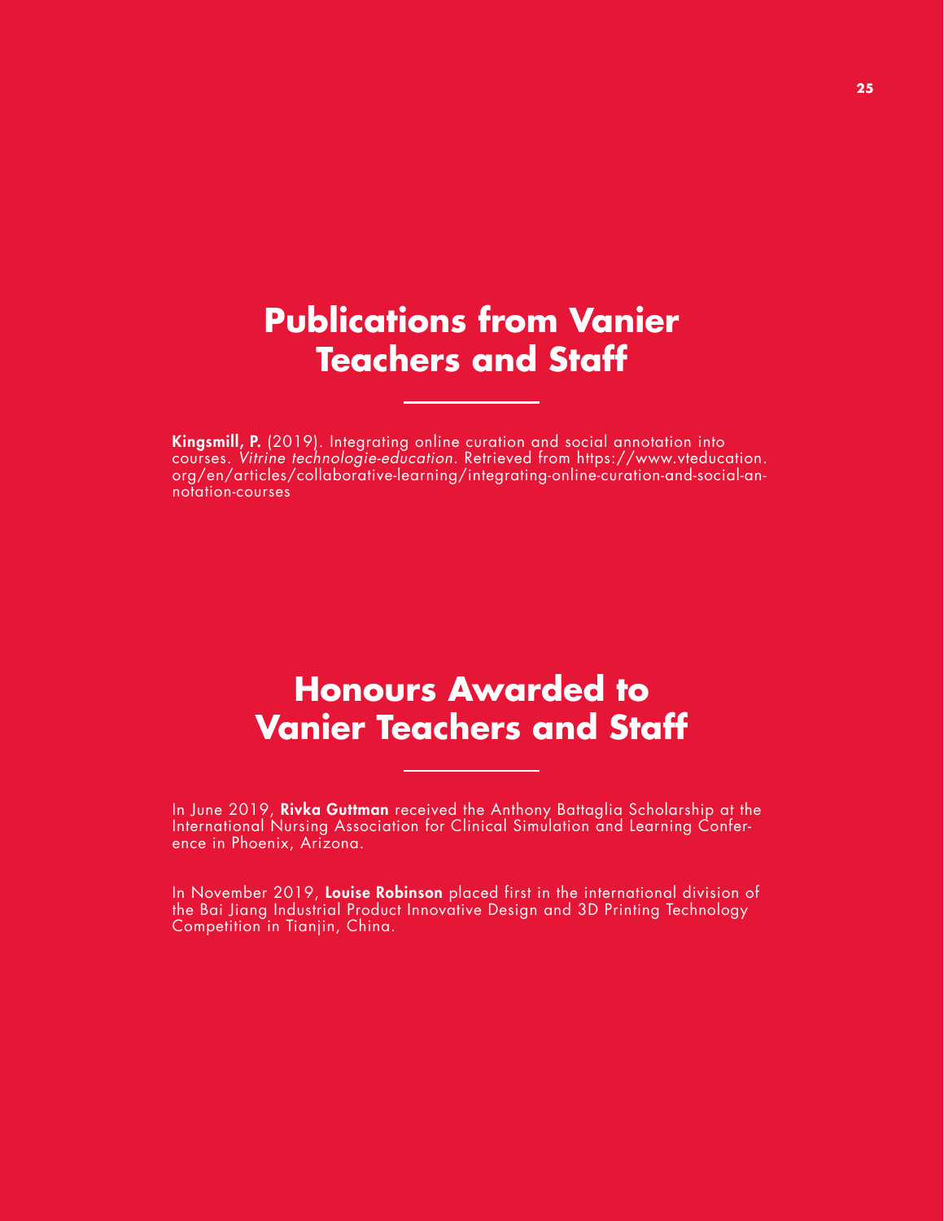# Publications from Vanier Teachers and Staff

**Kingsmill, P.** (2019). Integrating online curation and social annotation into courses. *Vitrine technologie-education*. Retrieved from https://www.vteducation.org/en/articles/collaborative-learning/integrating-online-curation-and-social-annotation-courses

# Honours Awarded to Vanier Teachers and Staff

In June 2019, **Rivka Guttman** received the Anthony Battaglia Scholarship at the International Nursing Association for Clinical Simulation and Learning Conference in Phoenix, Arizona.

In November 2019, **Louise Robinson** placed first in the international division of the Bai Jiang Industrial Product Innovative Design and 3D Printing Technology Competition in Tianjin, China.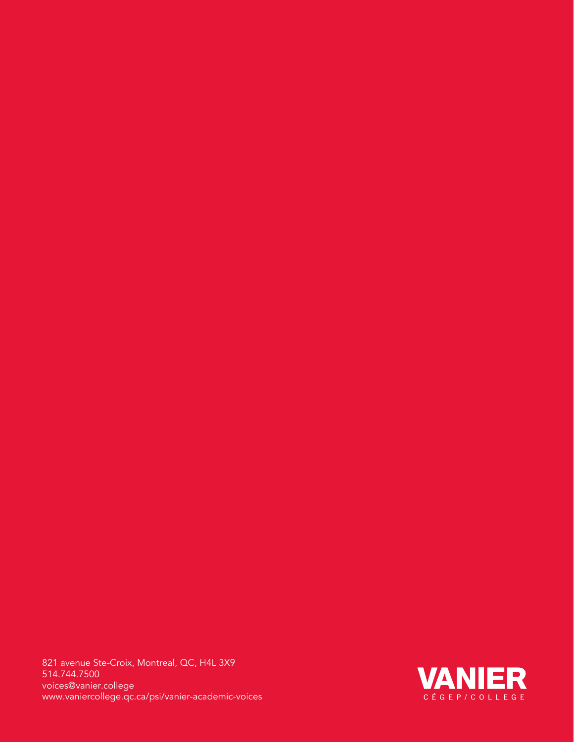821 avenue Ste-Croix, Montreal, QC, H4L 3X9
514.744.7500
voices@vanier.college
www.vaniercollege.qc.ca/psi/vanier-academic-voices

VANIER
CÉGEP/COLLEGE